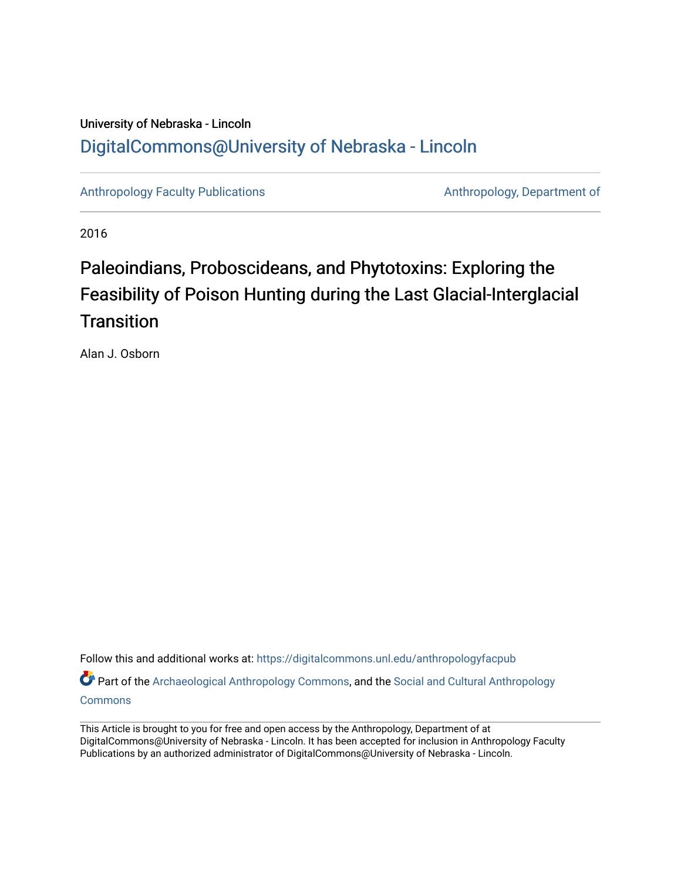University of Nebraska - Lincoln

## DigitalCommons@University of Nebraska - Lincoln

Anthropology Faculty Publications

Anthropology, Department of

2016

# Paleoindians, Proboscideans, and Phytotoxins: Exploring the Feasibility of Poison Hunting during the Last Glacial-Interglacial Transition

Alan J. Osborn

Follow this and additional works at: https://digitalcommons.unl.edu/anthropologyfacpub

Part of the Archaeological Anthropology Commons, and the Social and Cultural Anthropology Commons

This Article is brought to you for free and open access by the Anthropology, Department of at DigitalCommons@University of Nebraska - Lincoln. It has been accepted for inclusion in Anthropology Faculty Publications by an authorized administrator of DigitalCommons@University of Nebraska - Lincoln.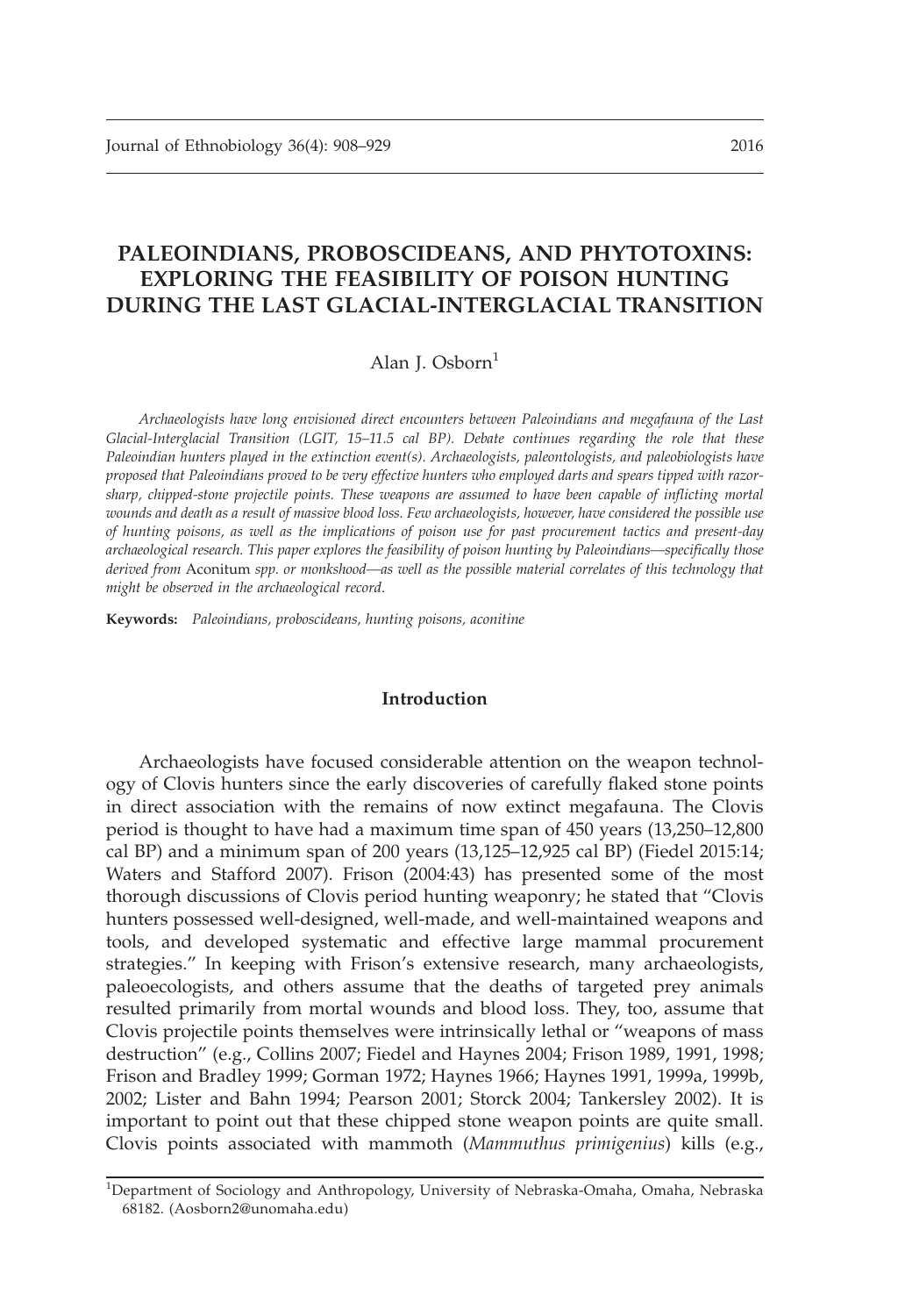# PALEOINDIANS, PROBOSCIDEANS, AND PHYTOTOXINS: EXPLORING THE FEASIBILITY OF POISON HUNTING DURING THE LAST GLACIAL-INTERGLACIAL TRANSITION

Alan J. Osborn[1]

*Archaeologists have long envisioned direct encounters between Paleoindians and megafauna of the Last Glacial-Interglacial Transition (LGIT, 15–11.5 cal BP). Debate continues regarding the role that these Paleoindian hunters played in the extinction event(s). Archaeologists, paleontologists, and paleobiologists have proposed that Paleoindians proved to be very effective hunters who employed darts and spears tipped with razor-sharp, chipped-stone projectile points. These weapons are assumed to have been capable of inflicting mortal wounds and death as a result of massive blood loss. Few archaeologists, however, have considered the possible use of hunting poisons, as well as the implications of poison use for past procurement tactics and present-day archaeological research. This paper explores the feasibility of poison hunting by Paleoindians—specifically those derived from* Aconitum *spp. or monkshood—as well as the possible material correlates of this technology that might be observed in the archaeological record.*

**Keywords:** *Paleoindians, proboscideans, hunting poisons, aconitine*

## Introduction

Archaeologists have focused considerable attention on the weapon technology of Clovis hunters since the early discoveries of carefully flaked stone points in direct association with the remains of now extinct megafauna. The Clovis period is thought to have had a maximum time span of 450 years (13,250–12,800 cal BP) and a minimum span of 200 years (13,125–12,925 cal BP) (Fiedel 2015:14; Waters and Stafford 2007). Frison (2004:43) has presented some of the most thorough discussions of Clovis period hunting weaponry; he stated that "Clovis hunters possessed well-designed, well-made, and well-maintained weapons and tools, and developed systematic and effective large mammal procurement strategies." In keeping with Frison's extensive research, many archaeologists, paleoecologists, and others assume that the deaths of targeted prey animals resulted primarily from mortal wounds and blood loss. They, too, assume that Clovis projectile points themselves were intrinsically lethal or "weapons of mass destruction" (e.g., Collins 2007; Fiedel and Haynes 2004; Frison 1989, 1991, 1998; Frison and Bradley 1999; Gorman 1972; Haynes 1966; Haynes 1991, 1999a, 1999b, 2002; Lister and Bahn 1994; Pearson 2001; Storck 2004; Tankersley 2002). It is important to point out that these chipped stone weapon points are quite small. Clovis points associated with mammoth (*Mammuthus primigenius*) kills (e.g.,

[1]Department of Sociology and Anthropology, University of Nebraska-Omaha, Omaha, Nebraska 68182. (Aosborn2@unomaha.edu)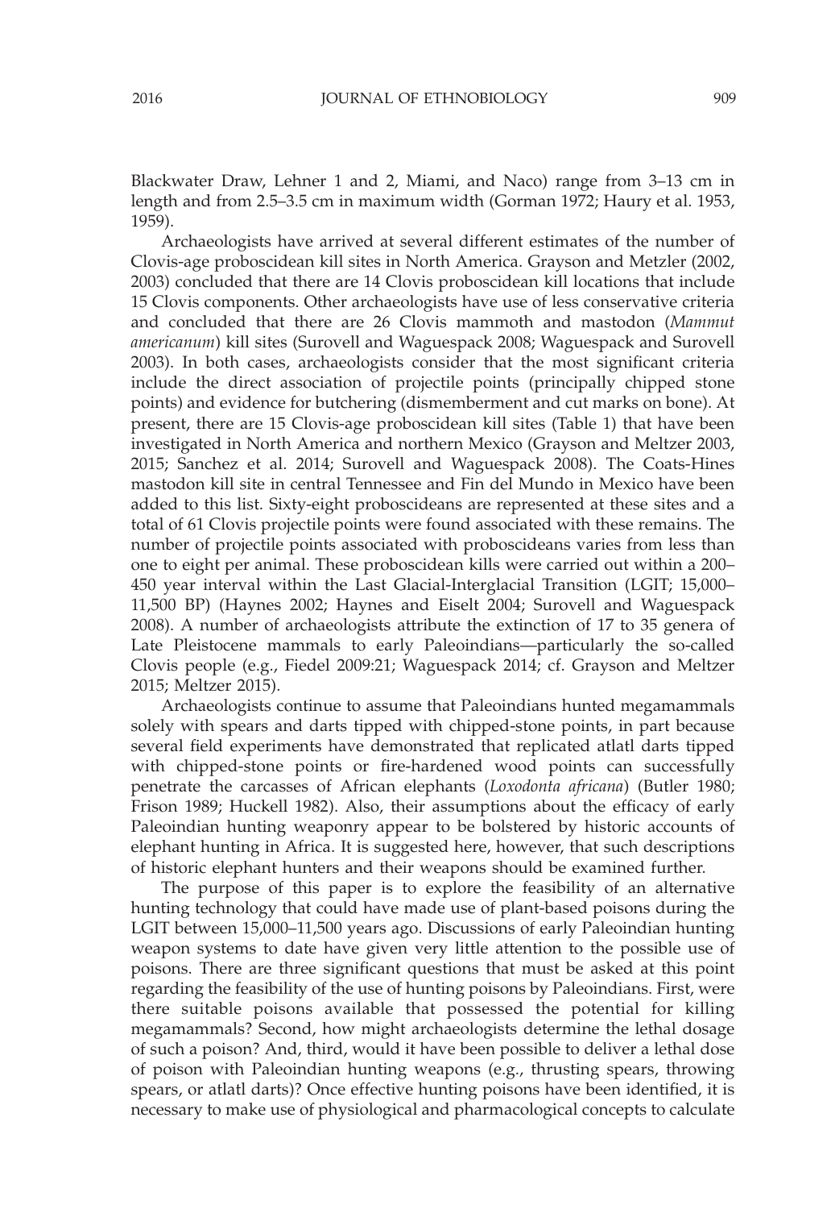Blackwater Draw, Lehner 1 and 2, Miami, and Naco) range from 3–13 cm in length and from 2.5–3.5 cm in maximum width (Gorman 1972; Haury et al. 1953, 1959).

Archaeologists have arrived at several different estimates of the number of Clovis-age proboscidean kill sites in North America. Grayson and Metzler (2002, 2003) concluded that there are 14 Clovis proboscidean kill locations that include 15 Clovis components. Other archaeologists have use of less conservative criteria and concluded that there are 26 Clovis mammoth and mastodon (*Mammut americanum*) kill sites (Surovell and Waguespack 2008; Waguespack and Surovell 2003). In both cases, archaeologists consider that the most significant criteria include the direct association of projectile points (principally chipped stone points) and evidence for butchering (dismemberment and cut marks on bone). At present, there are 15 Clovis-age proboscidean kill sites (Table 1) that have been investigated in North America and northern Mexico (Grayson and Meltzer 2003, 2015; Sanchez et al. 2014; Surovell and Waguespack 2008). The Coats-Hines mastodon kill site in central Tennessee and Fin del Mundo in Mexico have been added to this list. Sixty-eight proboscideans are represented at these sites and a total of 61 Clovis projectile points were found associated with these remains. The number of projectile points associated with proboscideans varies from less than one to eight per animal. These proboscidean kills were carried out within a 200–450 year interval within the Last Glacial-Interglacial Transition (LGIT; 15,000–11,500 BP) (Haynes 2002; Haynes and Eiselt 2004; Surovell and Waguespack 2008). A number of archaeologists attribute the extinction of 17 to 35 genera of Late Pleistocene mammals to early Paleoindians—particularly the so-called Clovis people (e.g., Fiedel 2009:21; Waguespack 2014; cf. Grayson and Meltzer 2015; Meltzer 2015).

Archaeologists continue to assume that Paleoindians hunted megamammals solely with spears and darts tipped with chipped-stone points, in part because several field experiments have demonstrated that replicated atlatl darts tipped with chipped-stone points or fire-hardened wood points can successfully penetrate the carcasses of African elephants (*Loxodonta africana*) (Butler 1980; Frison 1989; Huckell 1982). Also, their assumptions about the efficacy of early Paleoindian hunting weaponry appear to be bolstered by historic accounts of elephant hunting in Africa. It is suggested here, however, that such descriptions of historic elephant hunters and their weapons should be examined further.

The purpose of this paper is to explore the feasibility of an alternative hunting technology that could have made use of plant-based poisons during the LGIT between 15,000–11,500 years ago. Discussions of early Paleoindian hunting weapon systems to date have given very little attention to the possible use of poisons. There are three significant questions that must be asked at this point regarding the feasibility of the use of hunting poisons by Paleoindians. First, were there suitable poisons available that possessed the potential for killing megamammals? Second, how might archaeologists determine the lethal dosage of such a poison? And, third, would it have been possible to deliver a lethal dose of poison with Paleoindian hunting weapons (e.g., thrusting spears, throwing spears, or atlatl darts)? Once effective hunting poisons have been identified, it is necessary to make use of physiological and pharmacological concepts to calculate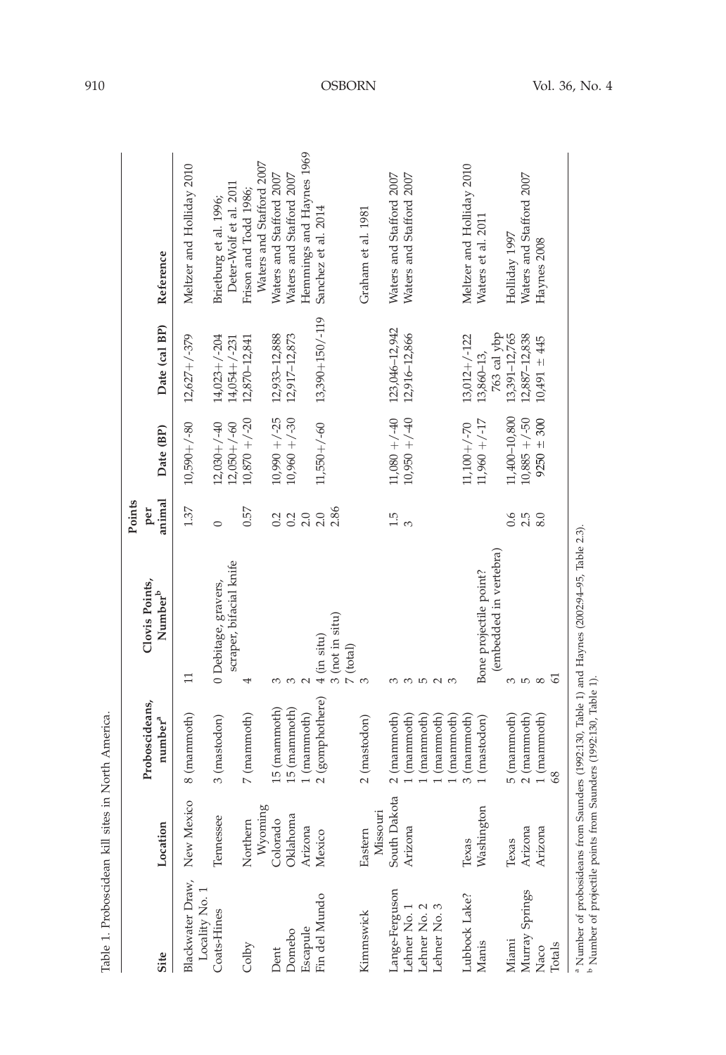Table 1. Proboscidean kill sites in North America.

| Site | Location | Proboscideans, number[a] | Clovis Points, Number[b] | Points per animal | Date (BP) | Date (cal BP) | Reference |
|---|---|---|---|---|---|---|---|
| Blackwater Draw, Locality No. 1 | New Mexico | 8 (mammoth) | 11 | 1.37 | 10,590+/-80 | 12,627+/-379 | Meltzer and Holliday 2010 |
| Coats-Hines | Tennessee | 3 (mastodon) | 0 Debitage, gravers, scraper, bifacial knife | 0 | 12,030+/-40<br>12,050+/-60 | 14,023+/-204<br>14,054+/-231 | Brietburg et al. 1996; Deter-Wolf et al. 2011 |
| Colby | Northern Wyoming | 7 (mammoth) | 4 | 0.57 | 10,870 +/-20 | 12,870–12,841 | Frison and Todd 1986; Waters and Stafford 2007 |
| Dent | Colorado | 15 (mammoth) | 3 | 0.2 | 10,990 +/-25 | 12,933–12,888 | Waters and Stafford 2007 |
| Domebo | Oklahoma | 15 (mammoth) | 3 | 0.2 | 10,960 +/-30 | 12,917–12,873 | Waters and Stafford 2007 |
| Escapule | Arizona | 1 (mammoth) | 2 | 2.0 | | | Hemmings and Haynes 1969 |
| Fin del Mundo | Mexico | 2 (gomphothere) | 4 (in situ)<br>3 (not in situ)<br>7 (total) | 2.0<br>2.86 | 11,550+/-60 | 13,390+150/-119 | Sanchez et al. 2014 |
| Kimmswick | Eastern Missouri | 2 (mastodon) | 3 | | | | Graham et al. 1981 |
| Lange-Ferguson | South Dakota | 2 (mammoth) | 3 | 1.5 | 11,080 +/-40 | 123,046–12,942 | Waters and Stafford 2007 |
| Lehner No. 1 | Arizona | 1 (mammoth) | 3 | 3 | 10,950 +/-40 | 12,916–12,866 | Waters and Stafford 2007 |
| Lehner No. 2 | | 1 (mammoth) | 5 | | | | |
| Lehner No. 3 | | 1 (mammoth) | 2 | | | | |
| | | 1 (mammoth) | 3 | | | | |
| Lubbock Lake? | Texas | 3 (mammoth) | | | 11,100+/-70 | 13,012+/-122 | Meltzer and Holliday 2010 |
| Manis | Washington | 1 (mastodon) | Bone projectile point? (embedded in vertebra) | | 11,960 +/-17 | 13,860–13, 763 cal ybp | Waters et al. 2011 |
| Miami | Texas | 5 (mammoth) | 3 | 0.6 | 11,400–10,800 | 13,391–12,765 | Holliday 1997 |
| Murray Springs | Arizona | 2 (mammoth) | 5 | 2.5 | 10,885 +/-50 | 12,887–12,838 | Waters and Stafford 2007 |
| Naco | Arizona | 1 (mammoth) | 8 | 8.0 | 9250 ± 300 | 10,491 ± 445 | Haynes 2008 |
| Totals | | 68 | 61 | | | | |

[a] Number of probosideans from Saunders (1992:130, Table 1) and Haynes (2002:94–95, Table 2.3).
[b] Number of projectile points from Saunders (1992:130, Table 1).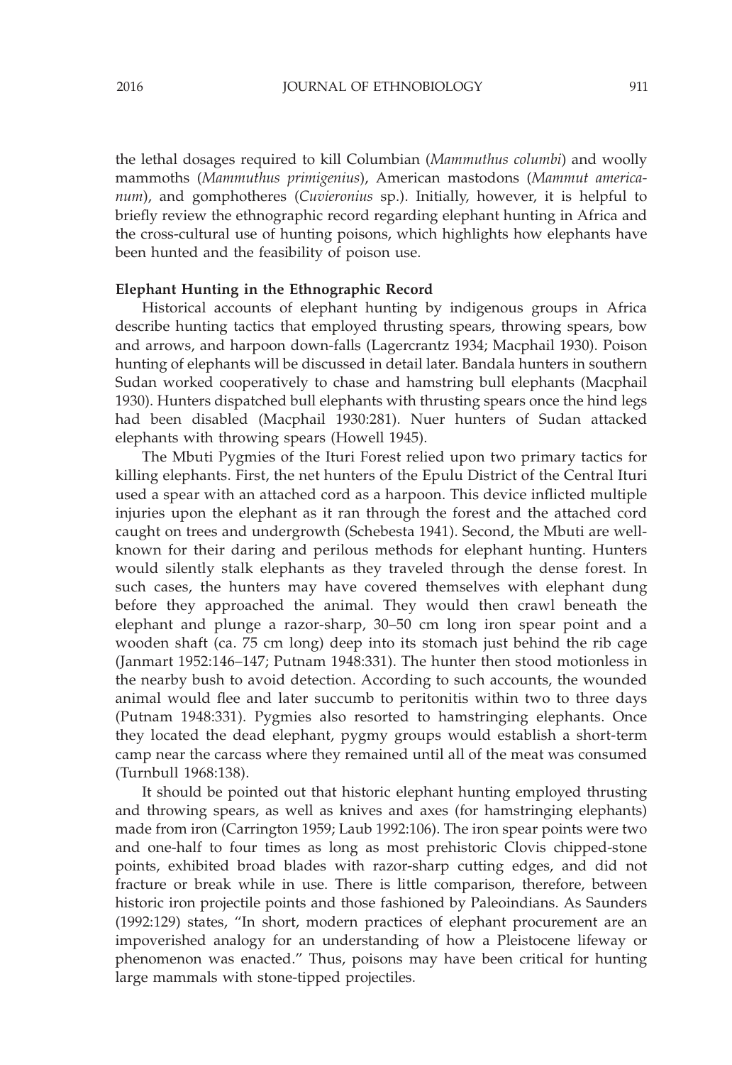the lethal dosages required to kill Columbian (*Mammuthus columbi*) and woolly mammoths (*Mammuthus primigenius*), American mastodons (*Mammut americanum*), and gomphotheres (*Cuvieronius* sp.). Initially, however, it is helpful to briefly review the ethnographic record regarding elephant hunting in Africa and the cross-cultural use of hunting poisons, which highlights how elephants have been hunted and the feasibility of poison use.

### Elephant Hunting in the Ethnographic Record

Historical accounts of elephant hunting by indigenous groups in Africa describe hunting tactics that employed thrusting spears, throwing spears, bow and arrows, and harpoon down-falls (Lagercrantz 1934; Macphail 1930). Poison hunting of elephants will be discussed in detail later. Bandala hunters in southern Sudan worked cooperatively to chase and hamstring bull elephants (Macphail 1930). Hunters dispatched bull elephants with thrusting spears once the hind legs had been disabled (Macphail 1930:281). Nuer hunters of Sudan attacked elephants with throwing spears (Howell 1945).

The Mbuti Pygmies of the Ituri Forest relied upon two primary tactics for killing elephants. First, the net hunters of the Epulu District of the Central Ituri used a spear with an attached cord as a harpoon. This device inflicted multiple injuries upon the elephant as it ran through the forest and the attached cord caught on trees and undergrowth (Schebesta 1941). Second, the Mbuti are well-known for their daring and perilous methods for elephant hunting. Hunters would silently stalk elephants as they traveled through the dense forest. In such cases, the hunters may have covered themselves with elephant dung before they approached the animal. They would then crawl beneath the elephant and plunge a razor-sharp, 30–50 cm long iron spear point and a wooden shaft (ca. 75 cm long) deep into its stomach just behind the rib cage (Janmart 1952:146–147; Putnam 1948:331). The hunter then stood motionless in the nearby bush to avoid detection. According to such accounts, the wounded animal would flee and later succumb to peritonitis within two to three days (Putnam 1948:331). Pygmies also resorted to hamstringing elephants. Once they located the dead elephant, pygmy groups would establish a short-term camp near the carcass where they remained until all of the meat was consumed (Turnbull 1968:138).

It should be pointed out that historic elephant hunting employed thrusting and throwing spears, as well as knives and axes (for hamstringing elephants) made from iron (Carrington 1959; Laub 1992:106). The iron spear points were two and one-half to four times as long as most prehistoric Clovis chipped-stone points, exhibited broad blades with razor-sharp cutting edges, and did not fracture or break while in use. There is little comparison, therefore, between historic iron projectile points and those fashioned by Paleoindians. As Saunders (1992:129) states, "In short, modern practices of elephant procurement are an impoverished analogy for an understanding of how a Pleistocene lifeway or phenomenon was enacted." Thus, poisons may have been critical for hunting large mammals with stone-tipped projectiles.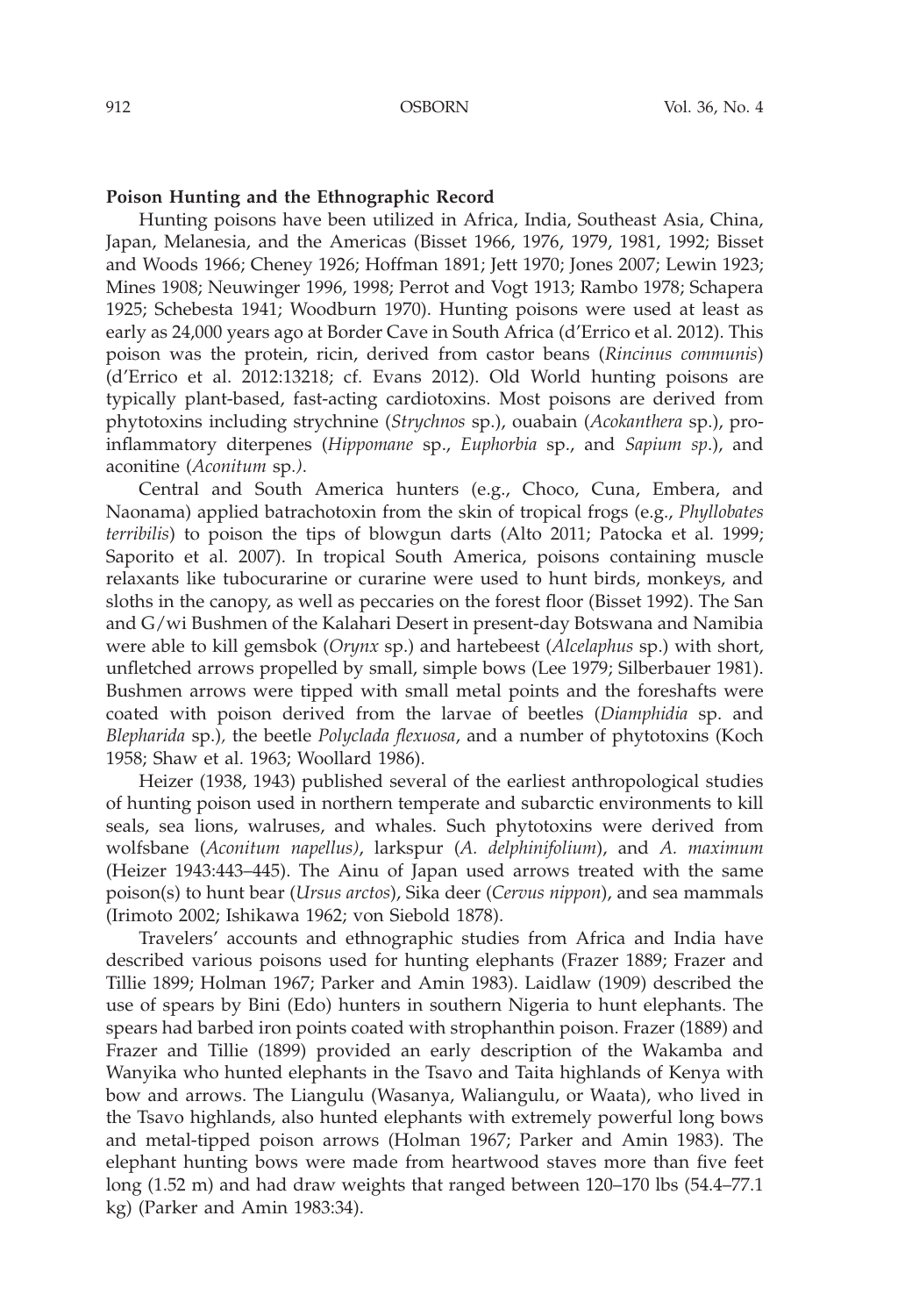**Poison Hunting and the Ethnographic Record**

Hunting poisons have been utilized in Africa, India, Southeast Asia, China, Japan, Melanesia, and the Americas (Bisset 1966, 1976, 1979, 1981, 1992; Bisset and Woods 1966; Cheney 1926; Hoffman 1891; Jett 1970; Jones 2007; Lewin 1923; Mines 1908; Neuwinger 1996, 1998; Perrot and Vogt 1913; Rambo 1978; Schapera 1925; Schebesta 1941; Woodburn 1970). Hunting poisons were used at least as early as 24,000 years ago at Border Cave in South Africa (d'Errico et al. 2012). This poison was the protein, ricin, derived from castor beans (*Rincinus communis*) (d'Errico et al. 2012:13218; cf. Evans 2012). Old World hunting poisons are typically plant-based, fast-acting cardiotoxins. Most poisons are derived from phytotoxins including strychnine (*Strychnos* sp.), ouabain (*Acokanthera* sp.), pro-inflammatory diterpenes (*Hippomane* sp., *Euphorbia* sp., and *Sapium sp.*), and aconitine (*Aconitum* sp.).

Central and South America hunters (e.g., Choco, Cuna, Embera, and Naonama) applied batrachotoxin from the skin of tropical frogs (e.g., *Phyllobates terribilis*) to poison the tips of blowgun darts (Alto 2011; Patocka et al. 1999; Saporito et al. 2007). In tropical South America, poisons containing muscle relaxants like tubocurarine or curarine were used to hunt birds, monkeys, and sloths in the canopy, as well as peccaries on the forest floor (Bisset 1992). The San and G/wi Bushmen of the Kalahari Desert in present-day Botswana and Namibia were able to kill gemsbok (*Orynx* sp.) and hartebeest (*Alcelaphus* sp.) with short, unfletched arrows propelled by small, simple bows (Lee 1979; Silberbauer 1981). Bushmen arrows were tipped with small metal points and the foreshafts were coated with poison derived from the larvae of beetles (*Diamphidia* sp. and *Blepharida* sp.), the beetle *Polyclada flexuosa*, and a number of phytotoxins (Koch 1958; Shaw et al. 1963; Woollard 1986).

Heizer (1938, 1943) published several of the earliest anthropological studies of hunting poison used in northern temperate and subarctic environments to kill seals, sea lions, walruses, and whales. Such phytotoxins were derived from wolfsbane (*Aconitum napellus*), larkspur (*A. delphinifolium*), and *A. maximum* (Heizer 1943:443–445). The Ainu of Japan used arrows treated with the same poison(s) to hunt bear (*Ursus arctos*), Sika deer (*Cervus nippon*), and sea mammals (Irimoto 2002; Ishikawa 1962; von Siebold 1878).

Travelers' accounts and ethnographic studies from Africa and India have described various poisons used for hunting elephants (Frazer 1889; Frazer and Tillie 1899; Holman 1967; Parker and Amin 1983). Laidlaw (1909) described the use of spears by Bini (Edo) hunters in southern Nigeria to hunt elephants. The spears had barbed iron points coated with strophanthin poison. Frazer (1889) and Frazer and Tillie (1899) provided an early description of the Wakamba and Wanyika who hunted elephants in the Tsavo and Taita highlands of Kenya with bow and arrows. The Liangulu (Wasanya, Waliangulu, or Waata), who lived in the Tsavo highlands, also hunted elephants with extremely powerful long bows and metal-tipped poison arrows (Holman 1967; Parker and Amin 1983). The elephant hunting bows were made from heartwood staves more than five feet long (1.52 m) and had draw weights that ranged between 120–170 lbs (54.4–77.1 kg) (Parker and Amin 1983:34).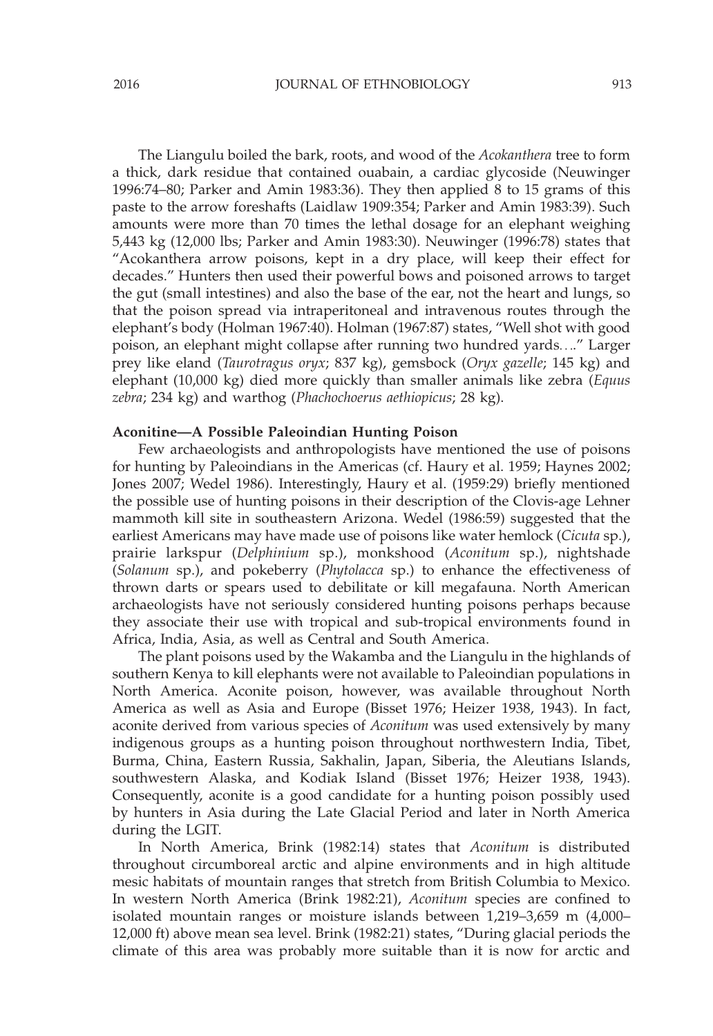The Liangulu boiled the bark, roots, and wood of the *Acokanthera* tree to form a thick, dark residue that contained ouabain, a cardiac glycoside (Neuwinger 1996:74–80; Parker and Amin 1983:36). They then applied 8 to 15 grams of this paste to the arrow foreshafts (Laidlaw 1909:354; Parker and Amin 1983:39). Such amounts were more than 70 times the lethal dosage for an elephant weighing 5,443 kg (12,000 lbs; Parker and Amin 1983:30). Neuwinger (1996:78) states that "Acokanthera arrow poisons, kept in a dry place, will keep their effect for decades." Hunters then used their powerful bows and poisoned arrows to target the gut (small intestines) and also the base of the ear, not the heart and lungs, so that the poison spread via intraperitoneal and intravenous routes through the elephant's body (Holman 1967:40). Holman (1967:87) states, "Well shot with good poison, an elephant might collapse after running two hundred yards…." Larger prey like eland (*Taurotragus oryx*; 837 kg), gemsbock (*Oryx gazelle*; 145 kg) and elephant (10,000 kg) died more quickly than smaller animals like zebra (*Equus zebra*; 234 kg) and warthog (*Phachochoerus aethiopicus*; 28 kg).

### Aconitine—A Possible Paleoindian Hunting Poison

Few archaeologists and anthropologists have mentioned the use of poisons for hunting by Paleoindians in the Americas (cf. Haury et al. 1959; Haynes 2002; Jones 2007; Wedel 1986). Interestingly, Haury et al. (1959:29) briefly mentioned the possible use of hunting poisons in their description of the Clovis-age Lehner mammoth kill site in southeastern Arizona. Wedel (1986:59) suggested that the earliest Americans may have made use of poisons like water hemlock (*Cicuta* sp.), prairie larkspur (*Delphinium* sp.), monkshood (*Aconitum* sp.), nightshade (*Solanum* sp.), and pokeberry (*Phytolacca* sp.) to enhance the effectiveness of thrown darts or spears used to debilitate or kill megafauna. North American archaeologists have not seriously considered hunting poisons perhaps because they associate their use with tropical and sub-tropical environments found in Africa, India, Asia, as well as Central and South America.

The plant poisons used by the Wakamba and the Liangulu in the highlands of southern Kenya to kill elephants were not available to Paleoindian populations in North America. Aconite poison, however, was available throughout North America as well as Asia and Europe (Bisset 1976; Heizer 1938, 1943). In fact, aconite derived from various species of *Aconitum* was used extensively by many indigenous groups as a hunting poison throughout northwestern India, Tibet, Burma, China, Eastern Russia, Sakhalin, Japan, Siberia, the Aleutians Islands, southwestern Alaska, and Kodiak Island (Bisset 1976; Heizer 1938, 1943). Consequently, aconite is a good candidate for a hunting poison possibly used by hunters in Asia during the Late Glacial Period and later in North America during the LGIT.

In North America, Brink (1982:14) states that *Aconitum* is distributed throughout circumboreal arctic and alpine environments and in high altitude mesic habitats of mountain ranges that stretch from British Columbia to Mexico. In western North America (Brink 1982:21), *Aconitum* species are confined to isolated mountain ranges or moisture islands between 1,219–3,659 m (4,000–12,000 ft) above mean sea level. Brink (1982:21) states, "During glacial periods the climate of this area was probably more suitable than it is now for arctic and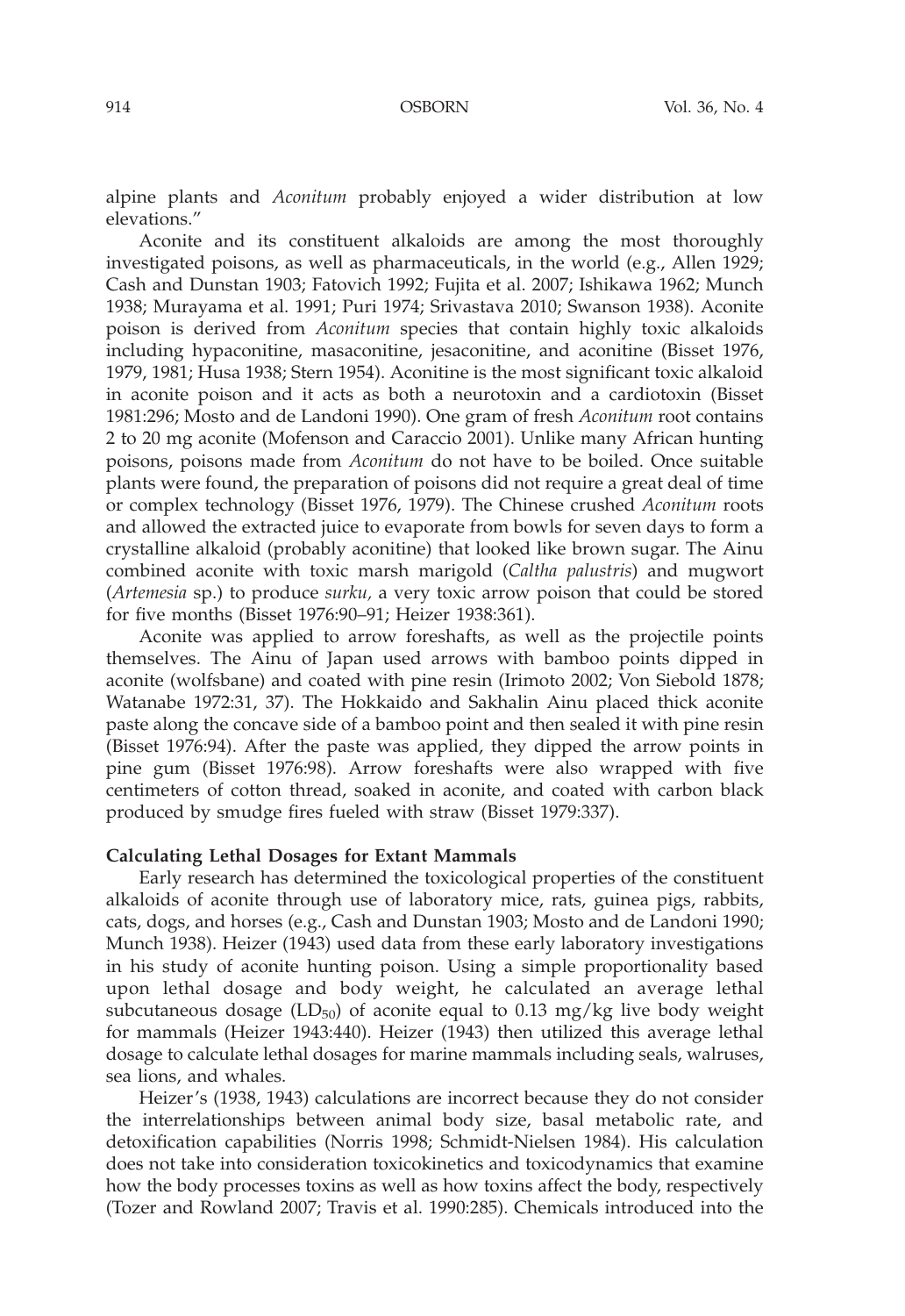alpine plants and *Aconitum* probably enjoyed a wider distribution at low elevations."

Aconite and its constituent alkaloids are among the most thoroughly investigated poisons, as well as pharmaceuticals, in the world (e.g., Allen 1929; Cash and Dunstan 1903; Fatovich 1992; Fujita et al. 2007; Ishikawa 1962; Munch 1938; Murayama et al. 1991; Puri 1974; Srivastava 2010; Swanson 1938). Aconite poison is derived from *Aconitum* species that contain highly toxic alkaloids including hypaconitine, masaconitine, jesaconitine, and aconitine (Bisset 1976, 1979, 1981; Husa 1938; Stern 1954). Aconitine is the most significant toxic alkaloid in aconite poison and it acts as both a neurotoxin and a cardiotoxin (Bisset 1981:296; Mosto and de Landoni 1990). One gram of fresh *Aconitum* root contains 2 to 20 mg aconite (Mofenson and Caraccio 2001). Unlike many African hunting poisons, poisons made from *Aconitum* do not have to be boiled. Once suitable plants were found, the preparation of poisons did not require a great deal of time or complex technology (Bisset 1976, 1979). The Chinese crushed *Aconitum* roots and allowed the extracted juice to evaporate from bowls for seven days to form a crystalline alkaloid (probably aconitine) that looked like brown sugar. The Ainu combined aconite with toxic marsh marigold (*Caltha palustris*) and mugwort (*Artemesia* sp.) to produce *surku,* a very toxic arrow poison that could be stored for five months (Bisset 1976:90–91; Heizer 1938:361).

Aconite was applied to arrow foreshafts, as well as the projectile points themselves. The Ainu of Japan used arrows with bamboo points dipped in aconite (wolfsbane) and coated with pine resin (Irimoto 2002; Von Siebold 1878; Watanabe 1972:31, 37). The Hokkaido and Sakhalin Ainu placed thick aconite paste along the concave side of a bamboo point and then sealed it with pine resin (Bisset 1976:94). After the paste was applied, they dipped the arrow points in pine gum (Bisset 1976:98). Arrow foreshafts were also wrapped with five centimeters of cotton thread, soaked in aconite, and coated with carbon black produced by smudge fires fueled with straw (Bisset 1979:337).

### Calculating Lethal Dosages for Extant Mammals

Early research has determined the toxicological properties of the constituent alkaloids of aconite through use of laboratory mice, rats, guinea pigs, rabbits, cats, dogs, and horses (e.g., Cash and Dunstan 1903; Mosto and de Landoni 1990; Munch 1938). Heizer (1943) used data from these early laboratory investigations in his study of aconite hunting poison. Using a simple proportionality based upon lethal dosage and body weight, he calculated an average lethal subcutaneous dosage ($LD_{50}$) of aconite equal to 0.13 mg/kg live body weight for mammals (Heizer 1943:440). Heizer (1943) then utilized this average lethal dosage to calculate lethal dosages for marine mammals including seals, walruses, sea lions, and whales.

Heizer's (1938, 1943) calculations are incorrect because they do not consider the interrelationships between animal body size, basal metabolic rate, and detoxification capabilities (Norris 1998; Schmidt-Nielsen 1984). His calculation does not take into consideration toxicokinetics and toxicodynamics that examine how the body processes toxins as well as how toxins affect the body, respectively (Tozer and Rowland 2007; Travis et al. 1990:285). Chemicals introduced into the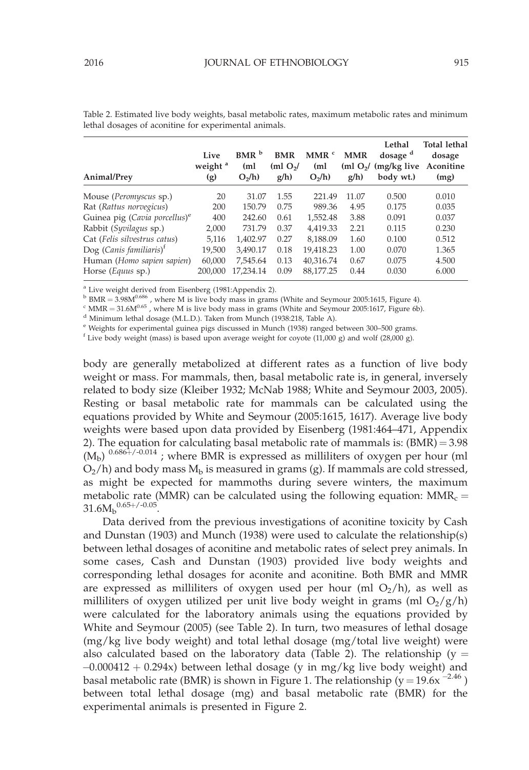Table 2. Estimated live body weights, basal metabolic rates, maximum metabolic rates and minimum lethal dosages of aconitine for experimental animals.

| Animal/Prey | Live weight [a] (g) | BMR [b] (ml $O_2$/h) | BMR (ml $O_2$/g/h) | MMR [c] (ml $O_2$/h) | MMR (ml $O_2$/g/h) | Lethal dosage [d] (mg/kg live body wt.) | Total lethal dosage Aconitine (mg) |
|---|---|---|---|---|---|---|---|
| Mouse (*Peromyscus* sp.) | 20 | 31.07 | 1.55 | 221.49 | 11.07 | 0.500 | 0.010 |
| Rat (*Rattus norvegicus*) | 200 | 150.79 | 0.75 | 989.36 | 4.95 | 0.175 | 0.035 |
| Guinea pig (*Cavia porcellus*)[e] | 400 | 242.60 | 0.61 | 1,552.48 | 3.88 | 0.091 | 0.037 |
| Rabbit (*Syvilagus* sp.) | 2,000 | 731.79 | 0.37 | 4,419.33 | 2.21 | 0.115 | 0.230 |
| Cat (*Felis silvestrus catus*) | 5,116 | 1,402.97 | 0.27 | 8,188.09 | 1.60 | 0.100 | 0.512 |
| Dog (*Canis familiaris*)[f] | 19,500 | 3,490.17 | 0.18 | 19,418.23 | 1.00 | 0.070 | 1.365 |
| Human (*Homo sapien sapien*) | 60,000 | 7,545.64 | 0.13 | 40,316.74 | 0.67 | 0.075 | 4.500 |
| Horse (*Equus* sp.) | 200,000 | 17,234.14 | 0.09 | 88,177.25 | 0.44 | 0.030 | 6.000 |

[a] Live weight derived from Eisenberg (1981:Appendix 2).
[b] $BMR = 3.98M^{0.686}$ , where M is live body mass in grams (White and Seymour 2005:1615, Figure 4).
[c] $MMR = 31.6M^{0.65}$ , where M is live body mass in grams (White and Seymour 2005:1617, Figure 6b).
[d] Minimum lethal dosage (M.L.D.). Taken from Munch (1938:218, Table A).
[e] Weights for experimental guinea pigs discussed in Munch (1938) ranged between 300–500 grams.
[f] Live body weight (mass) is based upon average weight for coyote (11,000 g) and wolf (28,000 g).

body are generally metabolized at different rates as a function of live body weight or mass. For mammals, then, basal metabolic rate is, in general, inversely related to body size (Kleiber 1932; McNab 1988; White and Seymour 2003, 2005). Resting or basal metabolic rate for mammals can be calculated using the equations provided by White and Seymour (2005:1615, 1617). Average live body weights were based upon data provided by Eisenberg (1981:464–471, Appendix 2). The equation for calculating basal metabolic rate of mammals is: $(BMR) = 3.98 (M_b)^{0.686+/-0.014}$ ; where BMR is expressed as milliliters of oxygen per hour (ml $O_2$/h) and body mass $M_b$ is measured in grams (g). If mammals are cold stressed, as might be expected for mammoths during severe winters, the maximum metabolic rate (MMR) can be calculated using the following equation: $MMR_c = 31.6M_b^{0.65+/-0.05}$.

Data derived from the previous investigations of aconitine toxicity by Cash and Dunstan (1903) and Munch (1938) were used to calculate the relationship(s) between lethal dosages of aconitine and metabolic rates of select prey animals. In some cases, Cash and Dunstan (1903) provided live body weights and corresponding lethal dosages for aconite and aconitine. Both BMR and MMR are expressed as milliliters of oxygen used per hour (ml $O_2$/h), as well as milliliters of oxygen utilized per unit live body weight in grams (ml $O_2$/g/h) were calculated for the laboratory animals using the equations provided by White and Seymour (2005) (see Table 2). In turn, two measures of lethal dosage (mg/kg live body weight) and total lethal dosage (mg/total live weight) were also calculated based on the laboratory data (Table 2). The relationship ($y = -0.000412 + 0.294x$) between lethal dosage (y in mg/kg live body weight) and basal metabolic rate (BMR) is shown in Figure 1. The relationship ($y = 19.6x^{-2.46}$) between total lethal dosage (mg) and basal metabolic rate (BMR) for the experimental animals is presented in Figure 2.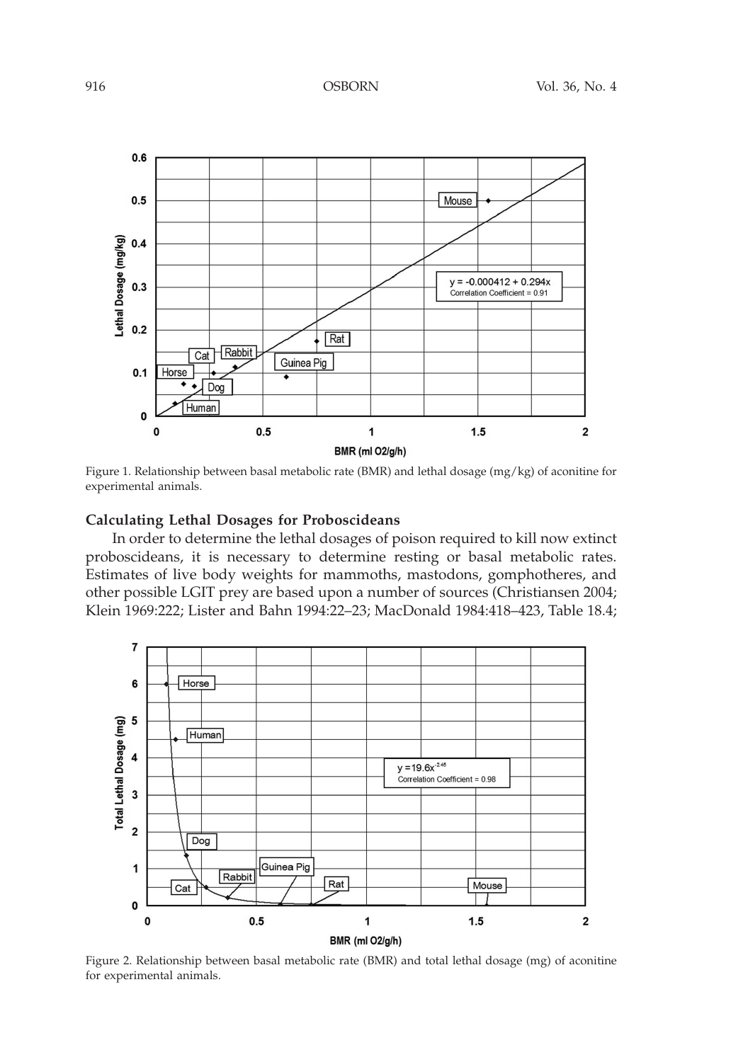0.6
0.5
0.4
0.3
0.2
0.1
0
Lethal Dosage (mg/kg)
0
0.5
1
1.5
2
BMR (ml O2/g/h)
Mouse
Rat
Guinea Pig
Cat
Rabbit
Horse
Dog
Human
y = -0.000412 + 0.294x
Correlation Coefficient = 0.91

Figure 1. Relationship between basal metabolic rate (BMR) and lethal dosage (mg/kg) of aconitine for experimental animals.

### Calculating Lethal Dosages for Proboscideans

In order to determine the lethal dosages of poison required to kill now extinct proboscideans, it is necessary to determine resting or basal metabolic rates. Estimates of live body weights for mammoths, mastodons, gomphotheres, and other possible LGIT prey are based upon a number of sources (Christiansen 2004; Klein 1969:222; Lister and Bahn 1994:22–23; MacDonald 1984:418–423, Table 18.4;

7
6
5
4
3
2
1
0
Total Lethal Dosage (mg)
0
0.5
1
1.5
2
BMR (ml O2/g/h)
Horse
Human
Dog
Cat
Rabbit
Guinea Pig
Rat
Mouse
y = 19.6x^-2.46
Correlation Coefficient = 0.98

Figure 2. Relationship between basal metabolic rate (BMR) and total lethal dosage (mg) of aconitine for experimental animals.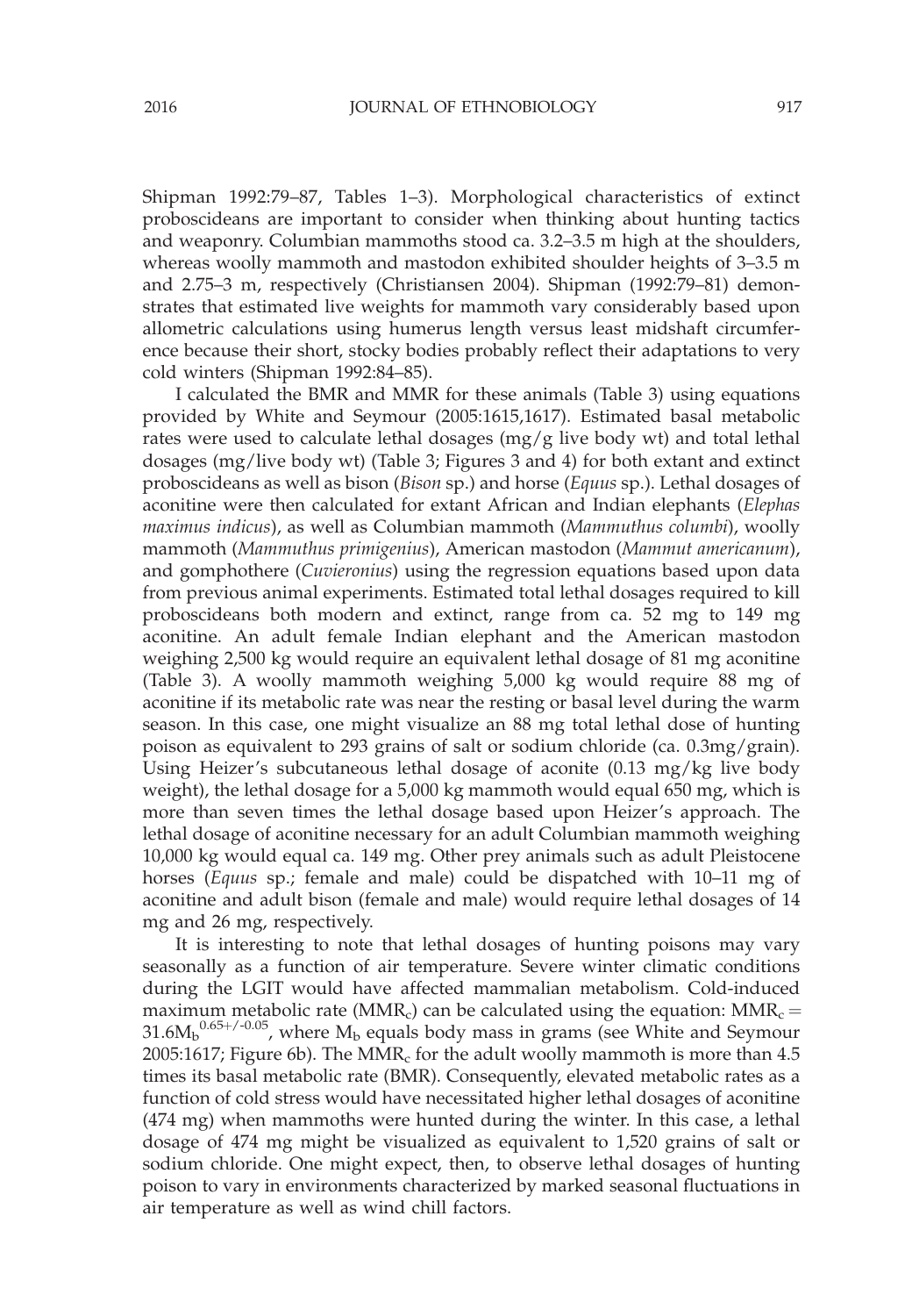Shipman 1992:79–87, Tables 1–3). Morphological characteristics of extinct proboscideans are important to consider when thinking about hunting tactics and weaponry. Columbian mammoths stood ca. 3.2–3.5 m high at the shoulders, whereas woolly mammoth and mastodon exhibited shoulder heights of 3–3.5 m and 2.75–3 m, respectively (Christiansen 2004). Shipman (1992:79–81) demonstrates that estimated live weights for mammoth vary considerably based upon allometric calculations using humerus length versus least midshaft circumference because their short, stocky bodies probably reflect their adaptations to very cold winters (Shipman 1992:84–85).

I calculated the BMR and MMR for these animals (Table 3) using equations provided by White and Seymour (2005:1615,1617). Estimated basal metabolic rates were used to calculate lethal dosages (mg/g live body wt) and total lethal dosages (mg/live body wt) (Table 3; Figures 3 and 4) for both extant and extinct proboscideans as well as bison (*Bison* sp.) and horse (*Equus* sp.). Lethal dosages of aconitine were then calculated for extant African and Indian elephants (*Elephas maximus indicus*), as well as Columbian mammoth (*Mammuthus columbi*), woolly mammoth (*Mammuthus primigenius*), American mastodon (*Mammut americanum*), and gomphothere (*Cuvieronius*) using the regression equations based upon data from previous animal experiments. Estimated total lethal dosages required to kill proboscideans both modern and extinct, range from ca. 52 mg to 149 mg aconitine. An adult female Indian elephant and the American mastodon weighing 2,500 kg would require an equivalent lethal dosage of 81 mg aconitine (Table 3). A woolly mammoth weighing 5,000 kg would require 88 mg of aconitine if its metabolic rate was near the resting or basal level during the warm season. In this case, one might visualize an 88 mg total lethal dose of hunting poison as equivalent to 293 grains of salt or sodium chloride (ca. 0.3mg/grain). Using Heizer's subcutaneous lethal dosage of aconite (0.13 mg/kg live body weight), the lethal dosage for a 5,000 kg mammoth would equal 650 mg, which is more than seven times the lethal dosage based upon Heizer's approach. The lethal dosage of aconitine necessary for an adult Columbian mammoth weighing 10,000 kg would equal ca. 149 mg. Other prey animals such as adult Pleistocene horses (*Equus* sp.; female and male) could be dispatched with 10–11 mg of aconitine and adult bison (female and male) would require lethal dosages of 14 mg and 26 mg, respectively.

It is interesting to note that lethal dosages of hunting poisons may vary seasonally as a function of air temperature. Severe winter climatic conditions during the LGIT would have affected mammalian metabolism. Cold-induced maximum metabolic rate ($MMR_c$) can be calculated using the equation: $MMR_c = 31.6M_b^{0.65+/-0.05}$, where $M_b$ equals body mass in grams (see White and Seymour 2005:1617; Figure 6b). The $MMR_c$ for the adult woolly mammoth is more than 4.5 times its basal metabolic rate (BMR). Consequently, elevated metabolic rates as a function of cold stress would have necessitated higher lethal dosages of aconitine (474 mg) when mammoths were hunted during the winter. In this case, a lethal dosage of 474 mg might be visualized as equivalent to 1,520 grains of salt or sodium chloride. One might expect, then, to observe lethal dosages of hunting poison to vary in environments characterized by marked seasonal fluctuations in air temperature as well as wind chill factors.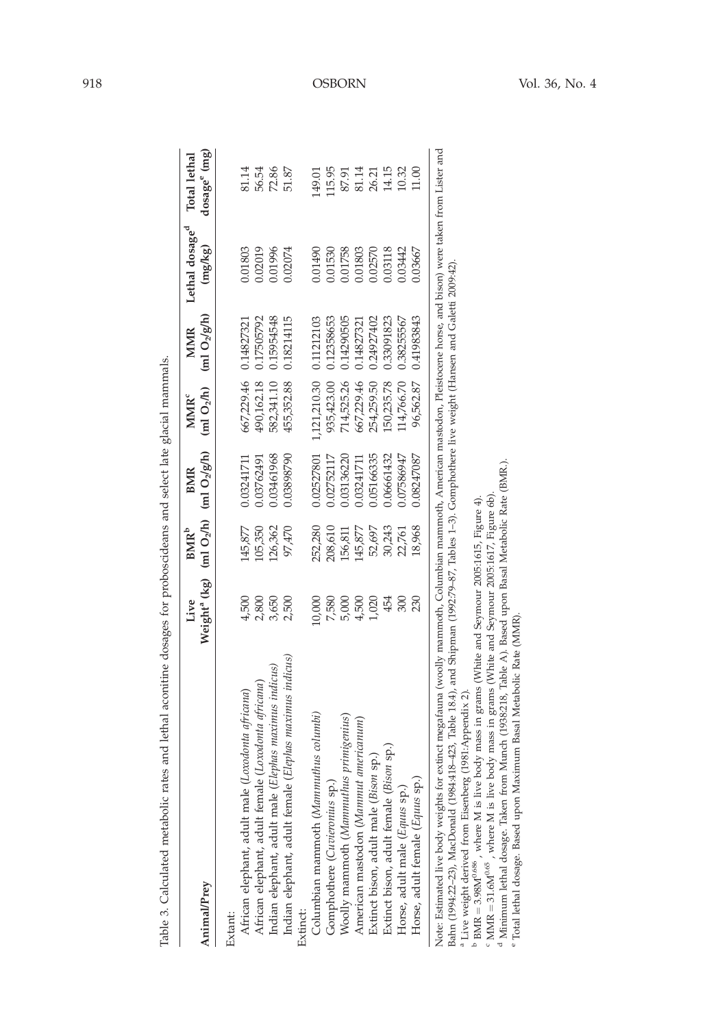Table 3. Calculated metabolic rates and lethal aconitine dosages for proboscideans and select late glacial mammals.

| Animal/Prey | Live Weight[a] (kg) | BMR[b] (ml $O_2$/h) | BMR (ml $O_2$/g/h) | MMR[c] (ml $O_2$/h) | MMR (ml $O_2$/g/h) | Lethal dosage[d] (mg/kg) | Total lethal dosage[e] (mg) |
|---|---|---|---|---|---|---|---|
| Extant: | | | | | | | |
| African elephant, adult male (*Loxodonta africana*) | 4,500 | 145,877 | 0.03241711 | 667,229.46 | 0.14827321 | 0.01803 | 81.14 |
| African elephant, adult female (*Loxodonta africana*) | 2,800 | 105,350 | 0.03762491 | 490,162.18 | 0.17505792 | 0.02019 | 56.54 |
| Indian elephant, adult male (*Elephas maximus indicus*) | 3,650 | 126,362 | 0.03461968 | 582,341.10 | 0.15954548 | 0.01996 | 72.86 |
| Indian elephant, adult female (*Elephas maximus indicus*) | 2,500 | 97,470 | 0.03898790 | 455,352.88 | 0.18214115 | 0.02074 | 51.87 |
| Extinct: | | | | | | | |
| Columbian mammoth (*Mammuthus columbi*) | 10,000 | 252,280 | 0.02527801 | 1,121,210.30 | 0.11212103 | 0.01490 | 149.01 |
| Gomphothere (*Cuvieronius* sp.) | 7,580 | 208,610 | 0.02752117 | 935,423.00 | 0.12358653 | 0.01530 | 115.95 |
| Woolly mammoth (*Mammuthus primigenius*) | 5,000 | 156,811 | 0.03136220 | 714,525.26 | 0.14290505 | 0.01758 | 87.91 |
| American mastodon (*Mammut americanum*) | 4,500 | 145,877 | 0.03241711 | 667,229.46 | 0.14827321 | 0.01803 | 81.14 |
| Extinct bison, adult male (*Bison* sp.) | 1,020 | 52,697 | 0.05166335 | 254,259.50 | 0.24927402 | 0.02570 | 26.21 |
| Extinct bison, adult female (*Bison* sp.) | 454 | 30,243 | 0.06661432 | 150,235.78 | 0.33091823 | 0.03118 | 14.15 |
| Horse, adult male (*Equus* sp.) | 300 | 22,761 | 0.07586947 | 114,766.70 | 0.38255567 | 0.03442 | 10.32 |
| Horse, adult female (*Equus* sp.) | 230 | 18,968 | 0.08247087 | 96,562.87 | 0.41983843 | 0.03667 | 11.00 |

Note: Estimated live body weights for extinct megafauna (woolly mammoth, Columbian mammoth, American mastodon, Pleistocene horse, and bison) were taken from Lister and Bahn (1994:22–23), MacDonald (1984:418–423, Table 18.4), and Shipman (1992:79–87, Tables 1–3). Gomphothere live weight (Hansen and Galetti 2009:42).

[a] Live weight derived from Eisenberg (1981:Appendix 2).

[b] $BMR = 3.98M^{0.686}$, where M is live body mass in grams (White and Seymour 2005:1615, Figure 4).

[c] $MMR = 31.6M^{0.65}$, where M is live body mass in grams (White and Seymour 2005:1617, Figure 6b).

[d] Minimum lethal dosage. Taken from Munch (1938:218, Table A). Based upon Basal Metabolic Rate (BMR).

[e] Total lethal dosage. Based upon Maximum Basal Metabolic Rate (MMR).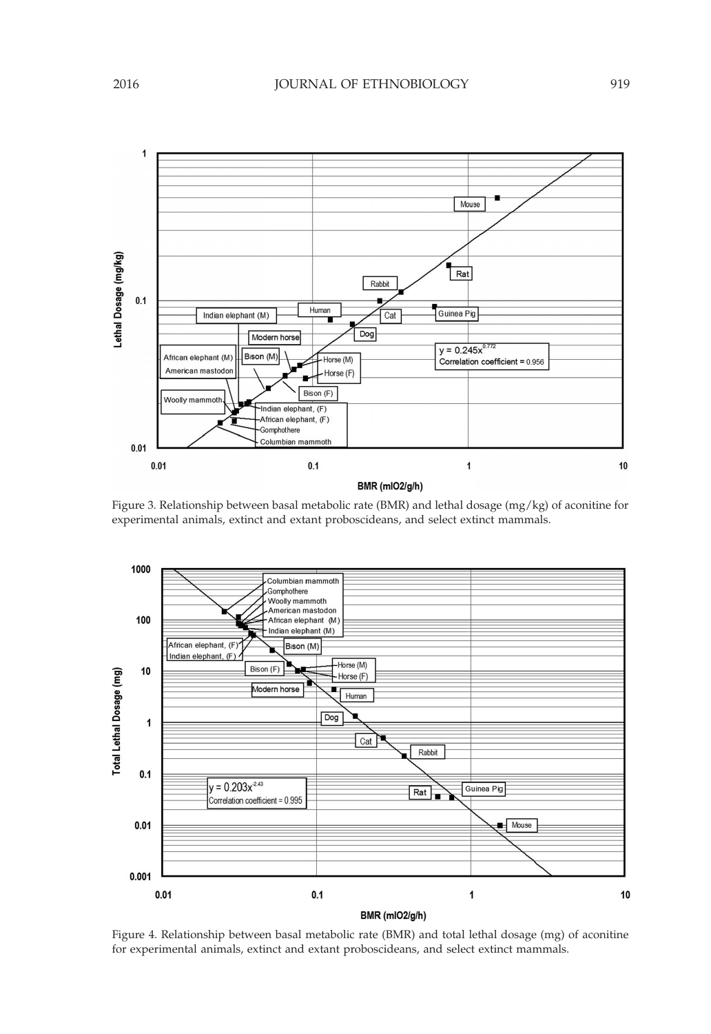Figure 3. Relationship between basal metabolic rate (BMR) and lethal dosage (mg/kg) of aconitine for experimental animals, extinct and extant proboscideans, and select extinct mammals.

Figure 4. Relationship between basal metabolic rate (BMR) and total lethal dosage (mg) of aconitine for experimental animals, extinct and extant proboscideans, and select extinct mammals.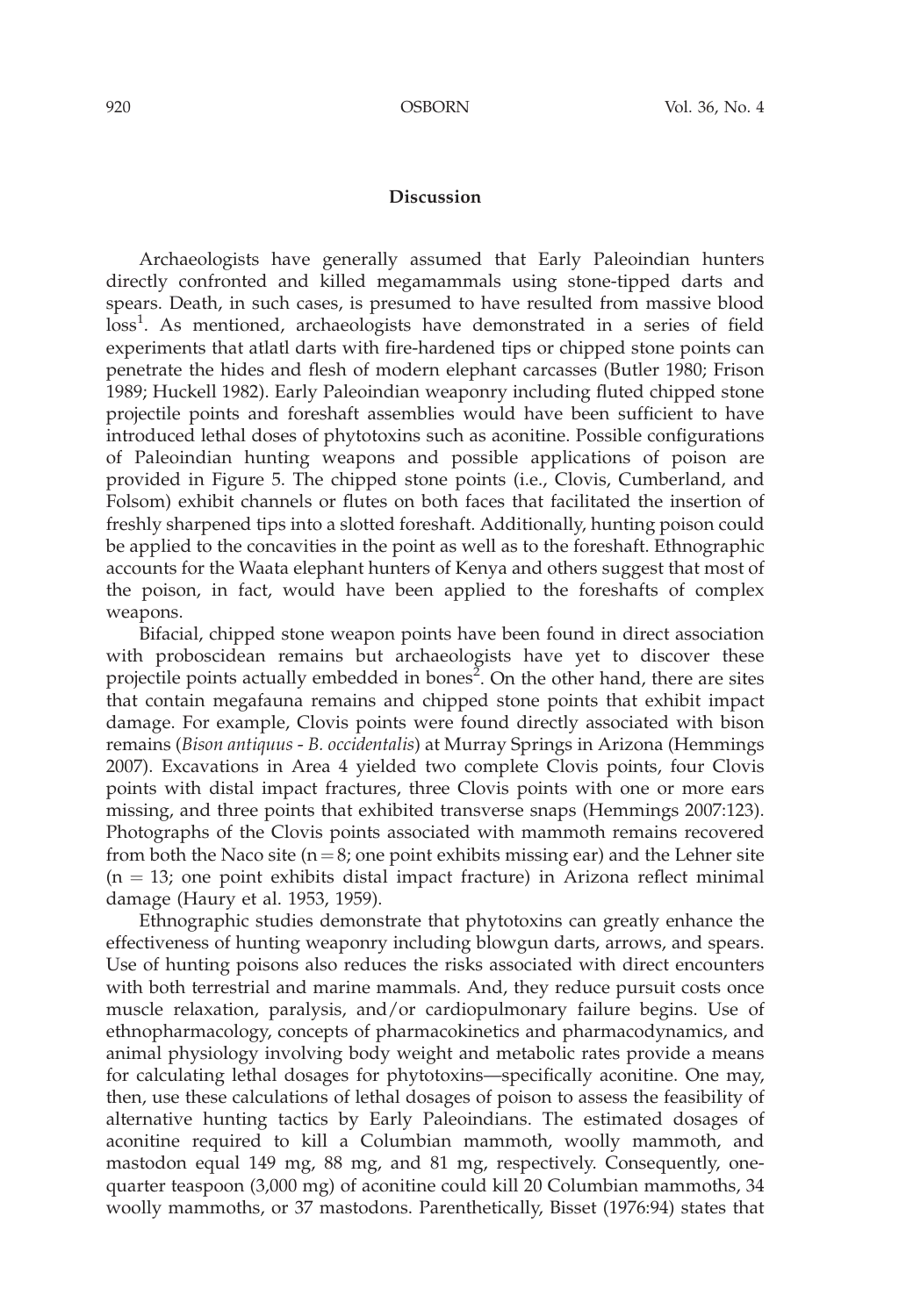## Discussion

Archaeologists have generally assumed that Early Paleoindian hunters directly confronted and killed megamammals using stone-tipped darts and spears. Death, in such cases, is presumed to have resulted from massive blood loss[1]. As mentioned, archaeologists have demonstrated in a series of field experiments that atlatl darts with fire-hardened tips or chipped stone points can penetrate the hides and flesh of modern elephant carcasses (Butler 1980; Frison 1989; Huckell 1982). Early Paleoindian weaponry including fluted chipped stone projectile points and foreshaft assemblies would have been sufficient to have introduced lethal doses of phytotoxins such as aconitine. Possible configurations of Paleoindian hunting weapons and possible applications of poison are provided in Figure 5. The chipped stone points (i.e., Clovis, Cumberland, and Folsom) exhibit channels or flutes on both faces that facilitated the insertion of freshly sharpened tips into a slotted foreshaft. Additionally, hunting poison could be applied to the concavities in the point as well as to the foreshaft. Ethnographic accounts for the Waata elephant hunters of Kenya and others suggest that most of the poison, in fact, would have been applied to the foreshafts of complex weapons.

Bifacial, chipped stone weapon points have been found in direct association with proboscidean remains but archaeologists have yet to discover these projectile points actually embedded in bones[2]. On the other hand, there are sites that contain megafauna remains and chipped stone points that exhibit impact damage. For example, Clovis points were found directly associated with bison remains (*Bison antiquus - B. occidentalis*) at Murray Springs in Arizona (Hemmings 2007). Excavations in Area 4 yielded two complete Clovis points, four Clovis points with distal impact fractures, three Clovis points with one or more ears missing, and three points that exhibited transverse snaps (Hemmings 2007:123). Photographs of the Clovis points associated with mammoth remains recovered from both the Naco site ($n = 8$; one point exhibits missing ear) and the Lehner site ($n = 13$; one point exhibits distal impact fracture) in Arizona reflect minimal damage (Haury et al. 1953, 1959).

Ethnographic studies demonstrate that phytotoxins can greatly enhance the effectiveness of hunting weaponry including blowgun darts, arrows, and spears. Use of hunting poisons also reduces the risks associated with direct encounters with both terrestrial and marine mammals. And, they reduce pursuit costs once muscle relaxation, paralysis, and/or cardiopulmonary failure begins. Use of ethnopharmacology, concepts of pharmacokinetics and pharmacodynamics, and animal physiology involving body weight and metabolic rates provide a means for calculating lethal dosages for phytotoxins—specifically aconitine. One may, then, use these calculations of lethal dosages of poison to assess the feasibility of alternative hunting tactics by Early Paleoindians. The estimated dosages of aconitine required to kill a Columbian mammoth, woolly mammoth, and mastodon equal 149 mg, 88 mg, and 81 mg, respectively. Consequently, one-quarter teaspoon (3,000 mg) of aconitine could kill 20 Columbian mammoths, 34 woolly mammoths, or 37 mastodons. Parenthetically, Bisset (1976:94) states that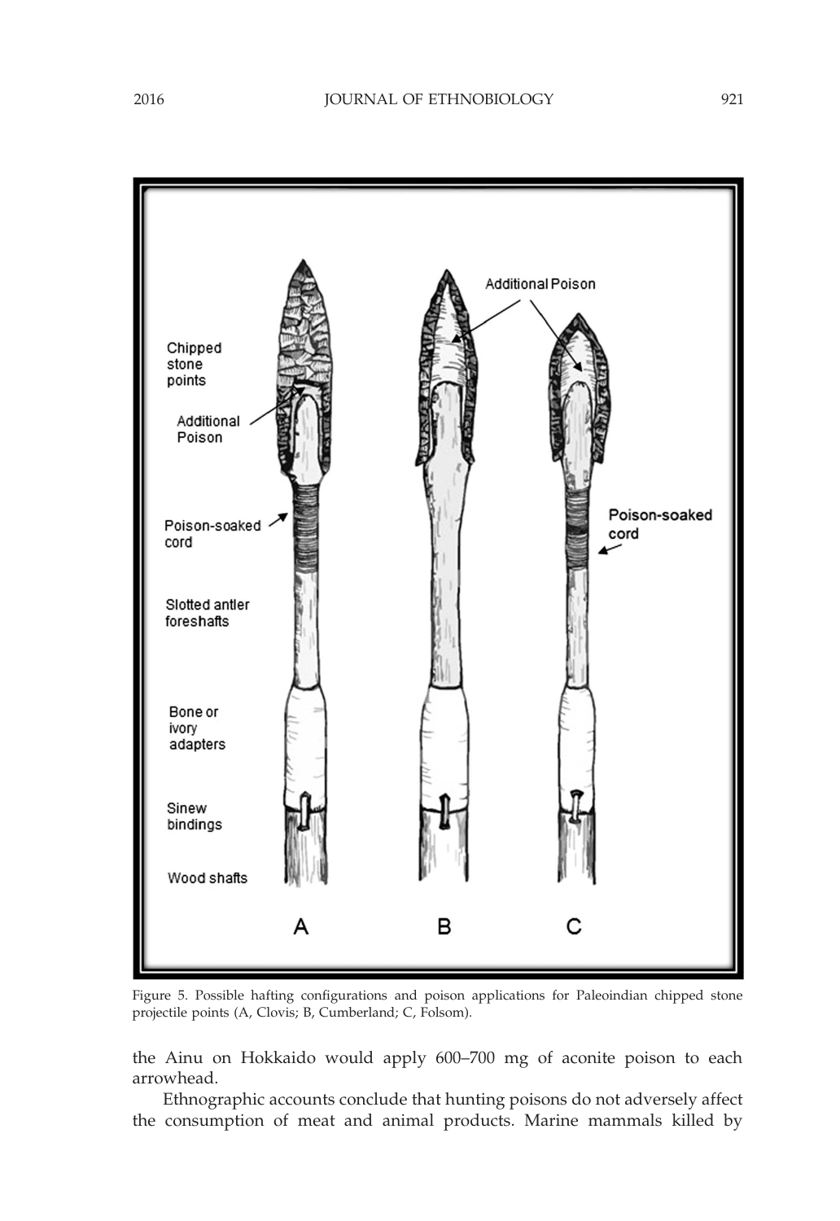Figure 5. Possible hafting configurations and poison applications for Paleoindian chipped stone projectile points (A, Clovis; B, Cumberland; C, Folsom).

the Ainu on Hokkaido would apply 600–700 mg of aconite poison to each arrowhead.

Ethnographic accounts conclude that hunting poisons do not adversely affect the consumption of meat and animal products. Marine mammals killed by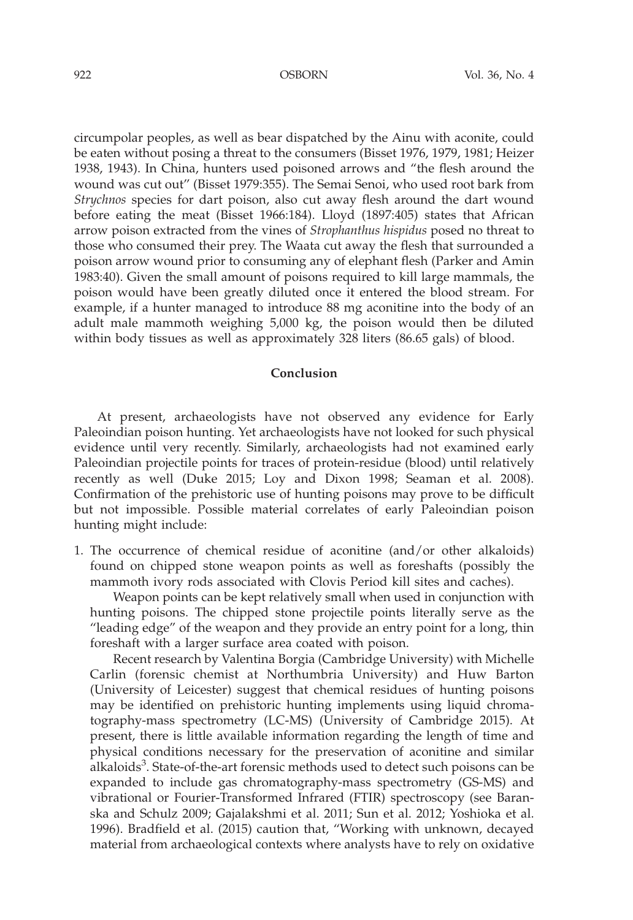circumpolar peoples, as well as bear dispatched by the Ainu with aconite, could be eaten without posing a threat to the consumers (Bisset 1976, 1979, 1981; Heizer 1938, 1943). In China, hunters used poisoned arrows and "the flesh around the wound was cut out" (Bisset 1979:355). The Semai Senoi, who used root bark from *Strychnos* species for dart poison, also cut away flesh around the dart wound before eating the meat (Bisset 1966:184). Lloyd (1897:405) states that African arrow poison extracted from the vines of *Strophanthus hispidus* posed no threat to those who consumed their prey. The Waata cut away the flesh that surrounded a poison arrow wound prior to consuming any of elephant flesh (Parker and Amin 1983:40). Given the small amount of poisons required to kill large mammals, the poison would have been greatly diluted once it entered the blood stream. For example, if a hunter managed to introduce 88 mg aconitine into the body of an adult male mammoth weighing 5,000 kg, the poison would then be diluted within body tissues as well as approximately 328 liters (86.65 gals) of blood.

## Conclusion

At present, archaeologists have not observed any evidence for Early Paleoindian poison hunting. Yet archaeologists have not looked for such physical evidence until very recently. Similarly, archaeologists had not examined early Paleoindian projectile points for traces of protein-residue (blood) until relatively recently as well (Duke 2015; Loy and Dixon 1998; Seaman et al. 2008). Confirmation of the prehistoric use of hunting poisons may prove to be difficult but not impossible. Possible material correlates of early Paleoindian poison hunting might include:

1. The occurrence of chemical residue of aconitine (and/or other alkaloids) found on chipped stone weapon points as well as foreshafts (possibly the mammoth ivory rods associated with Clovis Period kill sites and caches).

   Weapon points can be kept relatively small when used in conjunction with hunting poisons. The chipped stone projectile points literally serve as the "leading edge" of the weapon and they provide an entry point for a long, thin foreshaft with a larger surface area coated with poison.

   Recent research by Valentina Borgia (Cambridge University) with Michelle Carlin (forensic chemist at Northumbria University) and Huw Barton (University of Leicester) suggest that chemical residues of hunting poisons may be identified on prehistoric hunting implements using liquid chromatography-mass spectrometry (LC-MS) (University of Cambridge 2015). At present, there is little available information regarding the length of time and physical conditions necessary for the preservation of aconitine and similar alkaloids[3]. State-of-the-art forensic methods used to detect such poisons can be expanded to include gas chromatography-mass spectrometry (GS-MS) and vibrational or Fourier-Transformed Infrared (FTIR) spectroscopy (see Baranska and Schulz 2009; Gajalakshmi et al. 2011; Sun et al. 2012; Yoshioka et al. 1996). Bradfield et al. (2015) caution that, "Working with unknown, decayed material from archaeological contexts where analysts have to rely on oxidative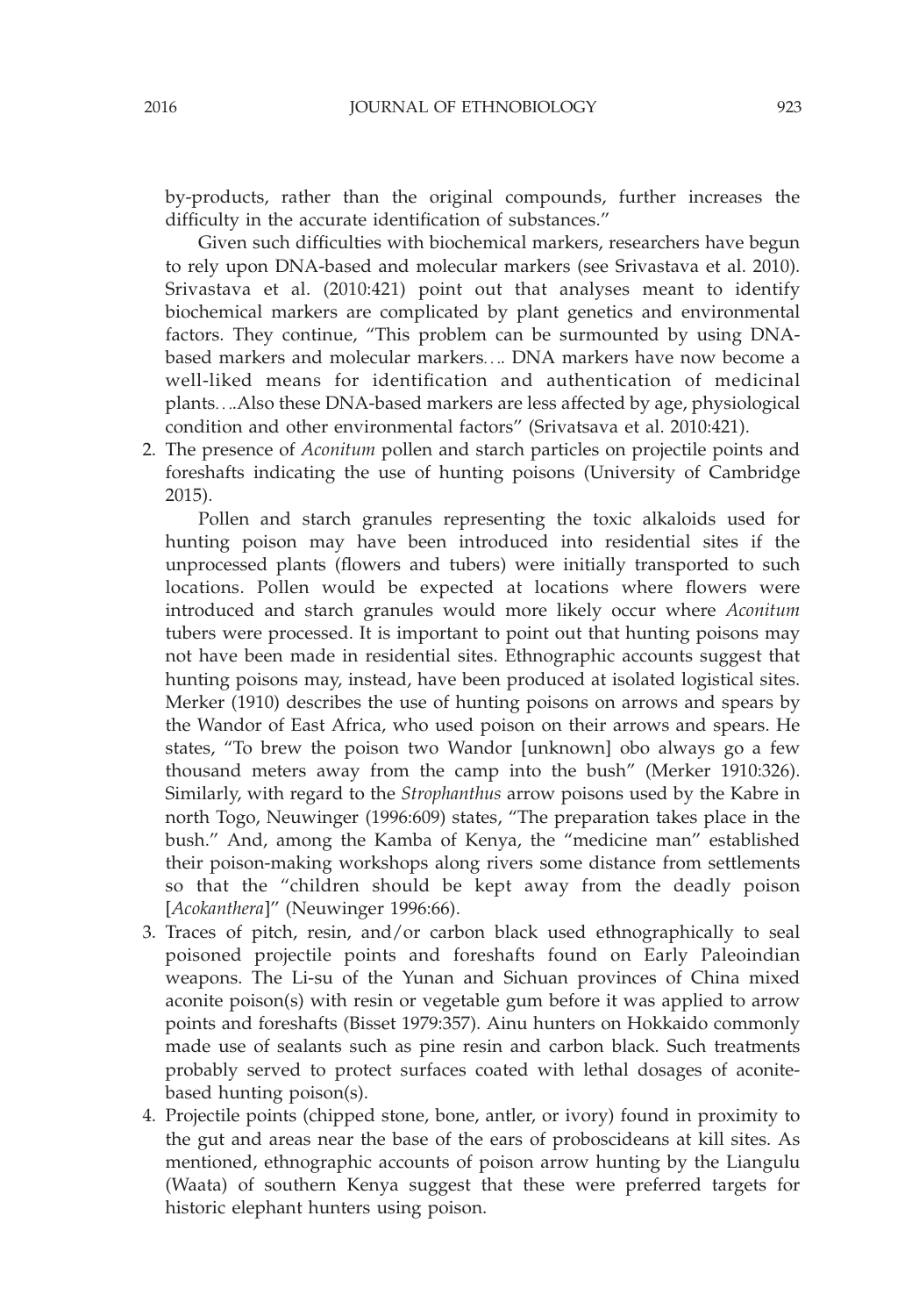by-products, rather than the original compounds, further increases the difficulty in the accurate identification of substances."

Given such difficulties with biochemical markers, researchers have begun to rely upon DNA-based and molecular markers (see Srivastava et al. 2010). Srivastava et al. (2010:421) point out that analyses meant to identify biochemical markers are complicated by plant genetics and environmental factors. They continue, "This problem can be surmounted by using DNA-based markers and molecular markers.... DNA markers have now become a well-liked means for identification and authentication of medicinal plants....Also these DNA-based markers are less affected by age, physiological condition and other environmental factors" (Srivatsava et al. 2010:421).

2. The presence of *Aconitum* pollen and starch particles on projectile points and foreshafts indicating the use of hunting poisons (University of Cambridge 2015).

   Pollen and starch granules representing the toxic alkaloids used for hunting poison may have been introduced into residential sites if the unprocessed plants (flowers and tubers) were initially transported to such locations. Pollen would be expected at locations where flowers were introduced and starch granules would more likely occur where *Aconitum* tubers were processed. It is important to point out that hunting poisons may not have been made in residential sites. Ethnographic accounts suggest that hunting poisons may, instead, have been produced at isolated logistical sites. Merker (1910) describes the use of hunting poisons on arrows and spears by the Wandor of East Africa, who used poison on their arrows and spears. He states, "To brew the poison two Wandor [unknown] obo always go a few thousand meters away from the camp into the bush" (Merker 1910:326). Similarly, with regard to the *Strophanthus* arrow poisons used by the Kabre in north Togo, Neuwinger (1996:609) states, "The preparation takes place in the bush." And, among the Kamba of Kenya, the "medicine man" established their poison-making workshops along rivers some distance from settlements so that the "children should be kept away from the deadly poison [*Acokanthera*]" (Neuwinger 1996:66).

3. Traces of pitch, resin, and/or carbon black used ethnographically to seal poisoned projectile points and foreshafts found on Early Paleoindian weapons. The Li-su of the Yunan and Sichuan provinces of China mixed aconite poison(s) with resin or vegetable gum before it was applied to arrow points and foreshafts (Bisset 1979:357). Ainu hunters on Hokkaido commonly made use of sealants such as pine resin and carbon black. Such treatments probably served to protect surfaces coated with lethal dosages of aconite-based hunting poison(s).

4. Projectile points (chipped stone, bone, antler, or ivory) found in proximity to the gut and areas near the base of the ears of proboscideans at kill sites. As mentioned, ethnographic accounts of poison arrow hunting by the Liangulu (Waata) of southern Kenya suggest that these were preferred targets for historic elephant hunters using poison.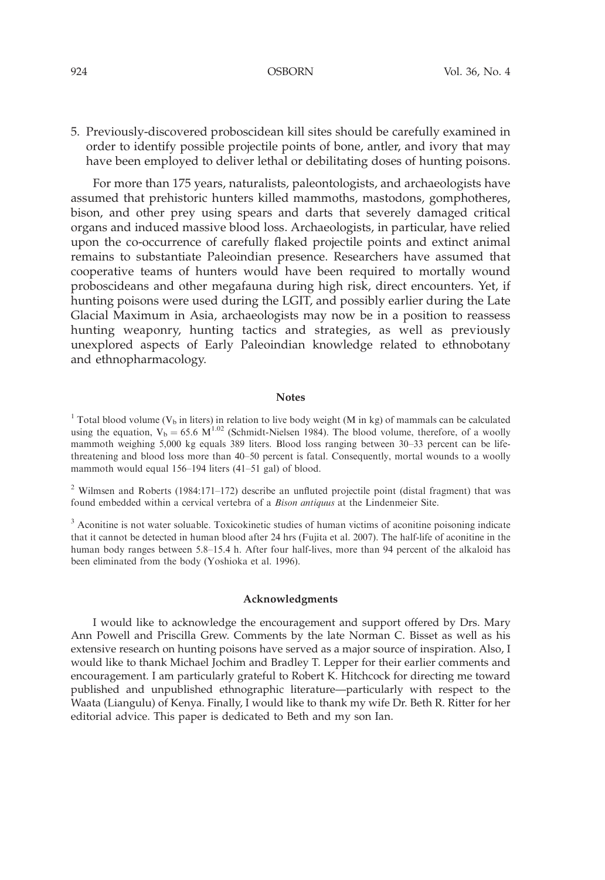5. Previously-discovered proboscidean kill sites should be carefully examined in order to identify possible projectile points of bone, antler, and ivory that may have been employed to deliver lethal or debilitating doses of hunting poisons.

For more than 175 years, naturalists, paleontologists, and archaeologists have assumed that prehistoric hunters killed mammoths, mastodons, gomphotheres, bison, and other prey using spears and darts that severely damaged critical organs and induced massive blood loss. Archaeologists, in particular, have relied upon the co-occurrence of carefully flaked projectile points and extinct animal remains to substantiate Paleoindian presence. Researchers have assumed that cooperative teams of hunters would have been required to mortally wound proboscideans and other megafauna during high risk, direct encounters. Yet, if hunting poisons were used during the LGIT, and possibly earlier during the Late Glacial Maximum in Asia, archaeologists may now be in a position to reassess hunting weaponry, hunting tactics and strategies, as well as previously unexplored aspects of Early Paleoindian knowledge related to ethnobotany and ethnopharmacology.

### Notes

[1] Total blood volume ($V_b$ in liters) in relation to live body weight (M in kg) of mammals can be calculated using the equation, $V_b = 65.6\ M^{1.02}$ (Schmidt-Nielsen 1984). The blood volume, therefore, of a woolly mammoth weighing 5,000 kg equals 389 liters. Blood loss ranging between 30–33 percent can be life-threatening and blood loss more than 40–50 percent is fatal. Consequently, mortal wounds to a woolly mammoth would equal 156–194 liters (41–51 gal) of blood.

[2] Wilmsen and Roberts (1984:171–172) describe an unfluted projectile point (distal fragment) that was found embedded within a cervical vertebra of a *Bison antiquus* at the Lindenmeier Site.

[3] Aconitine is not water soluable. Toxicokinetic studies of human victims of aconitine poisoning indicate that it cannot be detected in human blood after 24 hrs (Fujita et al. 2007). The half-life of aconitine in the human body ranges between 5.8–15.4 h. After four half-lives, more than 94 percent of the alkaloid has been eliminated from the body (Yoshioka et al. 1996).

### Acknowledgments

I would like to acknowledge the encouragement and support offered by Drs. Mary Ann Powell and Priscilla Grew. Comments by the late Norman C. Bisset as well as his extensive research on hunting poisons have served as a major source of inspiration. Also, I would like to thank Michael Jochim and Bradley T. Lepper for their earlier comments and encouragement. I am particularly grateful to Robert K. Hitchcock for directing me toward published and unpublished ethnographic literature—particularly with respect to the Waata (Liangulu) of Kenya. Finally, I would like to thank my wife Dr. Beth R. Ritter for her editorial advice. This paper is dedicated to Beth and my son Ian.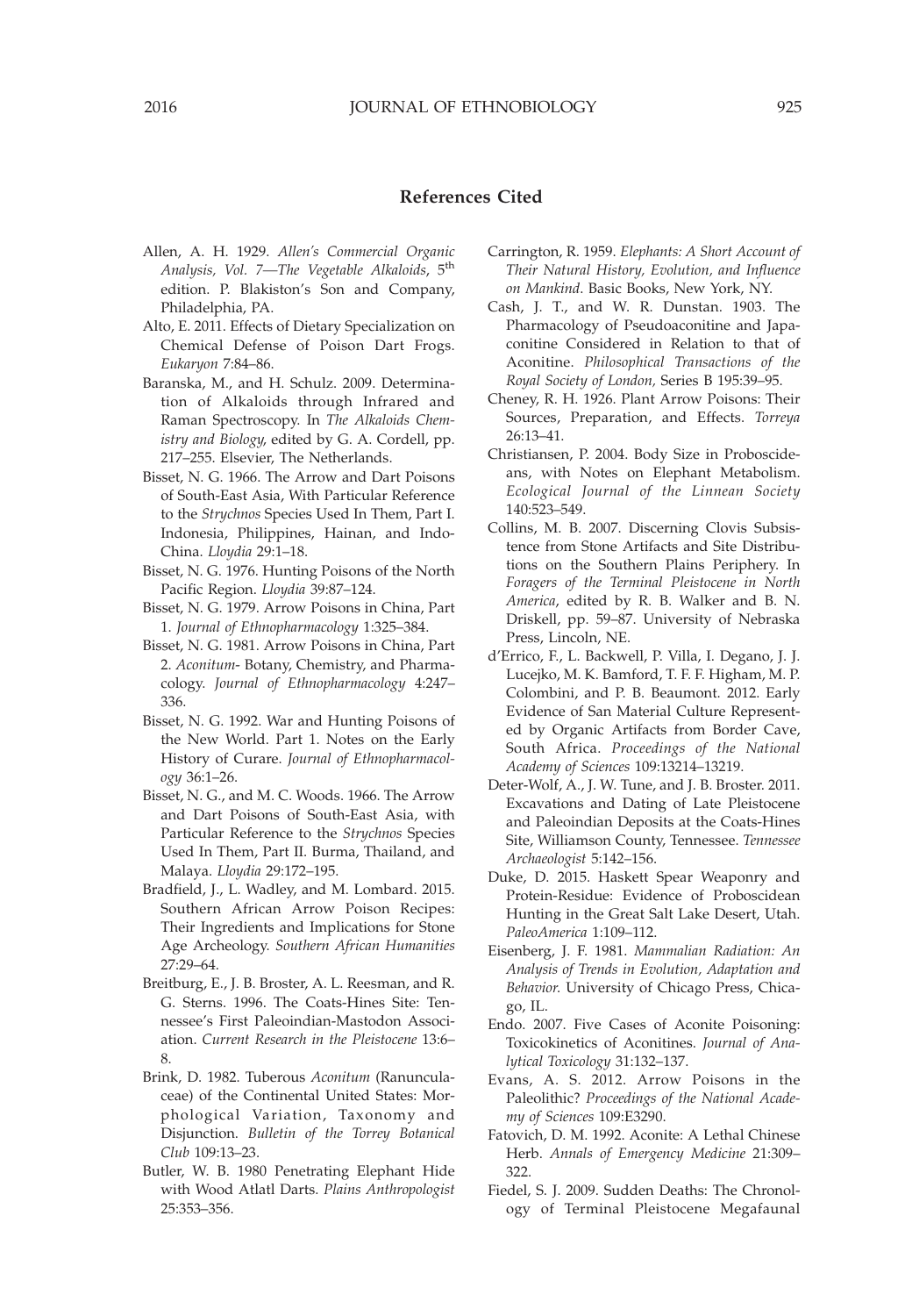## References Cited

Allen, A. H. 1929. *Allen's Commercial Organic Analysis, Vol. 7—The Vegetable Alkaloids*, 5th edition. P. Blakiston's Son and Company, Philadelphia, PA.

Alto, E. 2011. Effects of Dietary Specialization on Chemical Defense of Poison Dart Frogs. *Eukaryon* 7:84–86.

Baranska, M., and H. Schulz. 2009. Determination of Alkaloids through Infrared and Raman Spectroscopy. In *The Alkaloids Chemistry and Biology*, edited by G. A. Cordell, pp. 217–255. Elsevier, The Netherlands.

Bisset, N. G. 1966. The Arrow and Dart Poisons of South-East Asia, With Particular Reference to the *Strychnos* Species Used In Them, Part I. Indonesia, Philippines, Hainan, and Indo-China. *Lloydia* 29:1–18.

Bisset, N. G. 1976. Hunting Poisons of the North Pacific Region. *Lloydia* 39:87–124.

Bisset, N. G. 1979. Arrow Poisons in China, Part 1. *Journal of Ethnopharmacology* 1:325–384.

Bisset, N. G. 1981. Arrow Poisons in China, Part 2. *Aconitum*- Botany, Chemistry, and Pharmacology. *Journal of Ethnopharmacology* 4:247–336.

Bisset, N. G. 1992. War and Hunting Poisons of the New World. Part 1. Notes on the Early History of Curare. *Journal of Ethnopharmacology* 36:1–26.

Bisset, N. G., and M. C. Woods. 1966. The Arrow and Dart Poisons of South-East Asia, with Particular Reference to the *Strychnos* Species Used In Them, Part II. Burma, Thailand, and Malaya. *Lloydia* 29:172–195.

Bradfield, J., L. Wadley, and M. Lombard. 2015. Southern African Arrow Poison Recipes: Their Ingredients and Implications for Stone Age Archeology. *Southern African Humanities* 27:29–64.

Breitburg, E., J. B. Broster, A. L. Reesman, and R. G. Sterns. 1996. The Coats-Hines Site: Tennessee's First Paleoindian-Mastodon Association. *Current Research in the Pleistocene* 13:6–8.

Brink, D. 1982. Tuberous *Aconitum* (Ranunculaceae) of the Continental United States: Morphological Variation, Taxonomy and Disjunction. *Bulletin of the Torrey Botanical Club* 109:13–23.

Butler, W. B. 1980 Penetrating Elephant Hide with Wood Atlatl Darts. *Plains Anthropologist* 25:353–356.

Carrington, R. 1959. *Elephants: A Short Account of Their Natural History, Evolution, and Influence on Mankind.* Basic Books, New York, NY.

Cash, J. T., and W. R. Dunstan. 1903. The Pharmacology of Pseudoaconitine and Japaconitine Considered in Relation to that of Aconitine. *Philosophical Transactions of the Royal Society of London*, Series B 195:39–95.

Cheney, R. H. 1926. Plant Arrow Poisons: Their Sources, Preparation, and Effects. *Torreya* 26:13–41.

Christiansen, P. 2004. Body Size in Proboscideans, with Notes on Elephant Metabolism. *Ecological Journal of the Linnean Society* 140:523–549.

Collins, M. B. 2007. Discerning Clovis Subsistence from Stone Artifacts and Site Distributions on the Southern Plains Periphery. In *Foragers of the Terminal Pleistocene in North America*, edited by R. B. Walker and B. N. Driskell, pp. 59–87. University of Nebraska Press, Lincoln, NE.

d'Errico, F., L. Backwell, P. Villa, I. Degano, J. J. Lucejko, M. K. Bamford, T. F. F. Higham, M. P. Colombini, and P. B. Beaumont. 2012. Early Evidence of San Material Culture Represented by Organic Artifacts from Border Cave, South Africa. *Proceedings of the National Academy of Sciences* 109:13214–13219.

Deter-Wolf, A., J. W. Tune, and J. B. Broster. 2011. Excavations and Dating of Late Pleistocene and Paleoindian Deposits at the Coats-Hines Site, Williamson County, Tennessee. *Tennessee Archaeologist* 5:142–156.

Duke, D. 2015. Haskett Spear Weaponry and Protein-Residue: Evidence of Proboscidean Hunting in the Great Salt Lake Desert, Utah. *PaleoAmerica* 1:109–112.

Eisenberg, J. F. 1981. *Mammalian Radiation: An Analysis of Trends in Evolution, Adaptation and Behavior.* University of Chicago Press, Chicago, IL.

Endo. 2007. Five Cases of Aconite Poisoning: Toxicokinetics of Aconitines. *Journal of Analytical Toxicology* 31:132–137.

Evans, A. S. 2012. Arrow Poisons in the Paleolithic? *Proceedings of the National Academy of Sciences* 109:E3290.

Fatovich, D. M. 1992. Aconite: A Lethal Chinese Herb. *Annals of Emergency Medicine* 21:309–322.

Fiedel, S. J. 2009. Sudden Deaths: The Chronology of Terminal Pleistocene Megafaunal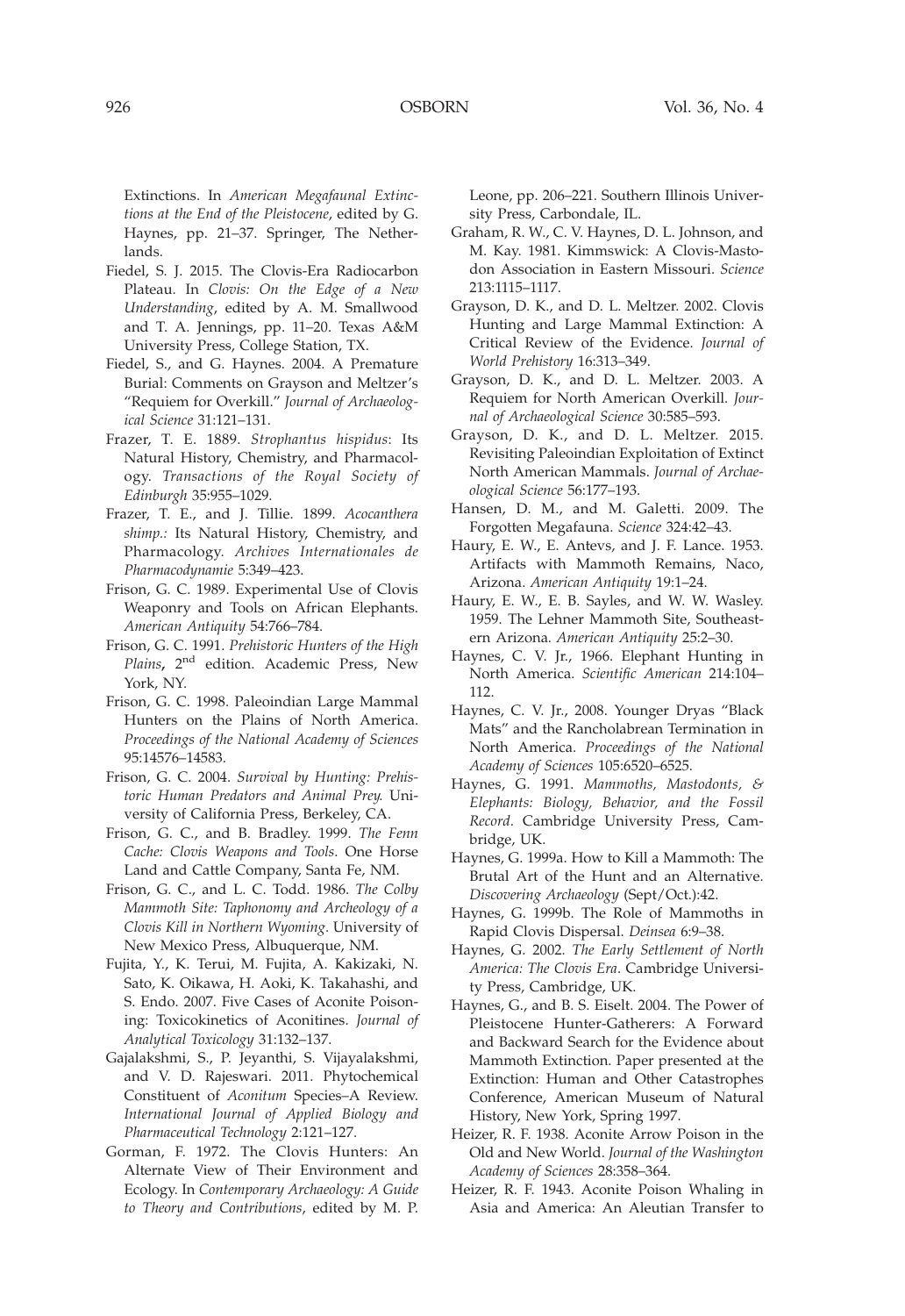Extinctions. In *American Megafaunal Extinctions at the End of the Pleistocene*, edited by G. Haynes, pp. 21–37. Springer, The Netherlands.

Fiedel, S. J. 2015. The Clovis-Era Radiocarbon Plateau. In *Clovis: On the Edge of a New Understanding*, edited by A. M. Smallwood and T. A. Jennings, pp. 11–20. Texas A&M University Press, College Station, TX.

Fiedel, S., and G. Haynes. 2004. A Premature Burial: Comments on Grayson and Meltzer's "Requiem for Overkill." *Journal of Archaeological Science* 31:121–131.

Frazer, T. E. 1889. *Strophantus hispidus*: Its Natural History, Chemistry, and Pharmacology. *Transactions of the Royal Society of Edinburgh* 35:955–1029.

Frazer, T. E., and J. Tillie. 1899. *Acocanthera shimp.:* Its Natural History, Chemistry, and Pharmacology. *Archives Internationales de Pharmacodynamie* 5:349–423.

Frison, G. C. 1989. Experimental Use of Clovis Weaponry and Tools on African Elephants. *American Antiquity* 54:766–784.

Frison, G. C. 1991. *Prehistoric Hunters of the High Plains*, 2nd edition. Academic Press, New York, NY.

Frison, G. C. 1998. Paleoindian Large Mammal Hunters on the Plains of North America. *Proceedings of the National Academy of Sciences* 95:14576–14583.

Frison, G. C. 2004. *Survival by Hunting: Prehistoric Human Predators and Animal Prey.* University of California Press, Berkeley, CA.

Frison, G. C., and B. Bradley. 1999. *The Fenn Cache: Clovis Weapons and Tools*. One Horse Land and Cattle Company, Santa Fe, NM.

Frison, G. C., and L. C. Todd. 1986. *The Colby Mammoth Site: Taphonomy and Archeology of a Clovis Kill in Northern Wyoming*. University of New Mexico Press, Albuquerque, NM.

Fujita, Y., K. Terui, M. Fujita, A. Kakizaki, N. Sato, K. Oikawa, H. Aoki, K. Takahashi, and S. Endo. 2007. Five Cases of Aconite Poisoning: Toxicokinetics of Aconitines. *Journal of Analytical Toxicology* 31:132–137.

Gajalakshmi, S., P. Jeyanthi, S. Vijayalakshmi, and V. D. Rajeswari. 2011. Phytochemical Constituent of *Aconitum* Species–A Review. *International Journal of Applied Biology and Pharmaceutical Technology* 2:121–127.

Gorman, F. 1972. The Clovis Hunters: An Alternate View of Their Environment and Ecology. In *Contemporary Archaeology: A Guide to Theory and Contributions*, edited by M. P. Leone, pp. 206–221. Southern Illinois University Press, Carbondale, IL.

Graham, R. W., C. V. Haynes, D. L. Johnson, and M. Kay. 1981. Kimmswick: A Clovis-Mastodon Association in Eastern Missouri. *Science* 213:1115–1117.

Grayson, D. K., and D. L. Meltzer. 2002. Clovis Hunting and Large Mammal Extinction: A Critical Review of the Evidence. *Journal of World Prehistory* 16:313–349.

Grayson, D. K., and D. L. Meltzer. 2003. A Requiem for North American Overkill. *Journal of Archaeological Science* 30:585–593.

Grayson, D. K., and D. L. Meltzer. 2015. Revisiting Paleoindian Exploitation of Extinct North American Mammals. *Journal of Archaeological Science* 56:177–193.

Hansen, D. M., and M. Galetti. 2009. The Forgotten Megafauna. *Science* 324:42–43.

Haury, E. W., E. Antevs, and J. F. Lance. 1953. Artifacts with Mammoth Remains, Naco, Arizona. *American Antiquity* 19:1–24.

Haury, E. W., E. B. Sayles, and W. W. Wasley. 1959. The Lehner Mammoth Site, Southeastern Arizona. *American Antiquity* 25:2–30.

Haynes, C. V. Jr., 1966. Elephant Hunting in North America. *Scientific American* 214:104–112.

Haynes, C. V. Jr., 2008. Younger Dryas "Black Mats" and the Rancholabrean Termination in North America. *Proceedings of the National Academy of Sciences* 105:6520–6525.

Haynes, G. 1991. *Mammoths, Mastodonts, & Elephants: Biology, Behavior, and the Fossil Record*. Cambridge University Press, Cambridge, UK.

Haynes, G. 1999a. How to Kill a Mammoth: The Brutal Art of the Hunt and an Alternative. *Discovering Archaeology* (Sept/Oct.):42.

Haynes, G. 1999b. The Role of Mammoths in Rapid Clovis Dispersal. *Deinsea* 6:9–38.

Haynes, G. 2002. *The Early Settlement of North America: The Clovis Era*. Cambridge University Press, Cambridge, UK.

Haynes, G., and B. S. Eiselt. 2004. The Power of Pleistocene Hunter-Gatherers: A Forward and Backward Search for the Evidence about Mammoth Extinction. Paper presented at the Extinction: Human and Other Catastrophes Conference, American Museum of Natural History, New York, Spring 1997.

Heizer, R. F. 1938. Aconite Arrow Poison in the Old and New World. *Journal of the Washington Academy of Sciences* 28:358–364.

Heizer, R. F. 1943. Aconite Poison Whaling in Asia and America: An Aleutian Transfer to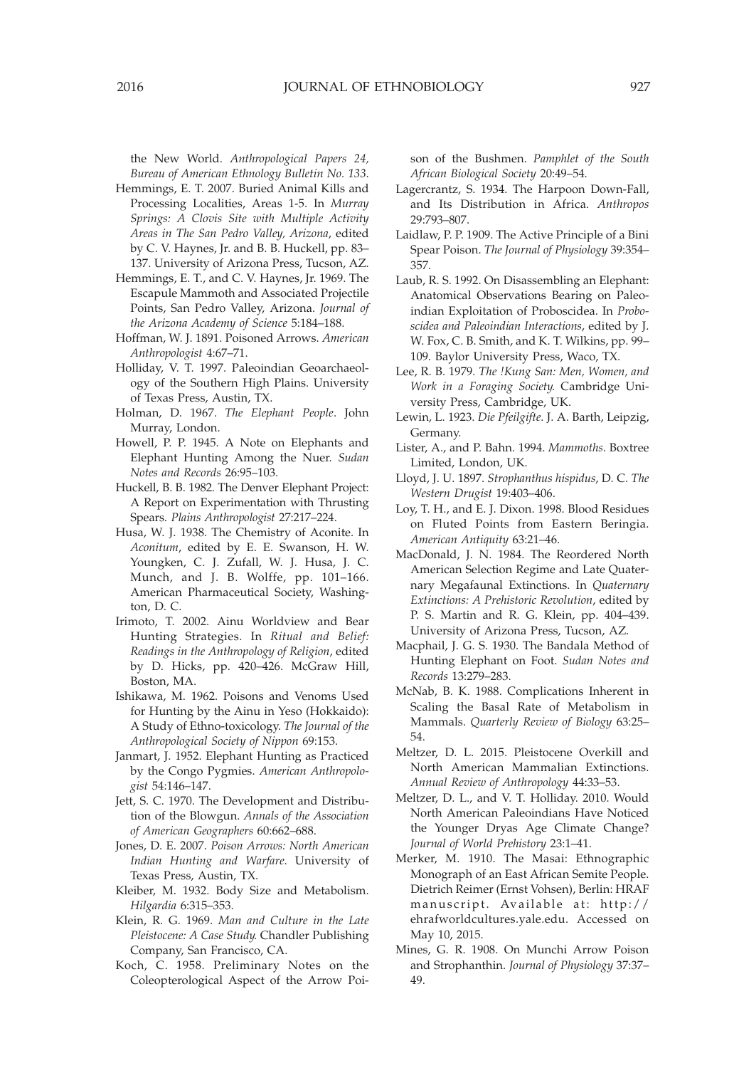the New World. *Anthropological Papers 24, Bureau of American Ethnology Bulletin No. 133.*

Hemmings, E. T. 2007. Buried Animal Kills and Processing Localities, Areas 1-5. In *Murray Springs: A Clovis Site with Multiple Activity Areas in The San Pedro Valley, Arizona*, edited by C. V. Haynes, Jr. and B. B. Huckell, pp. 83–137. University of Arizona Press, Tucson, AZ.

Hemmings, E. T., and C. V. Haynes, Jr. 1969. The Escapule Mammoth and Associated Projectile Points, San Pedro Valley, Arizona. *Journal of the Arizona Academy of Science* 5:184–188.

Hoffman, W. J. 1891. Poisoned Arrows. *American Anthropologist* 4:67–71.

Holliday, V. T. 1997. Paleoindian Geoarchaeology of the Southern High Plains. University of Texas Press, Austin, TX.

Holman, D. 1967. *The Elephant People*. John Murray, London.

Howell, P. P. 1945. A Note on Elephants and Elephant Hunting Among the Nuer. *Sudan Notes and Records* 26:95–103.

Huckell, B. B. 1982. The Denver Elephant Project: A Report on Experimentation with Thrusting Spears. *Plains Anthropologist* 27:217–224.

Husa, W. J. 1938. The Chemistry of Aconite. In *Aconitum*, edited by E. E. Swanson, H. W. Youngken, C. J. Zufall, W. J. Husa, J. C. Munch, and J. B. Wolffe, pp. 101–166. American Pharmaceutical Society, Washington, D. C.

Irimoto, T. 2002. Ainu Worldview and Bear Hunting Strategies. In *Ritual and Belief: Readings in the Anthropology of Religion*, edited by D. Hicks, pp. 420–426. McGraw Hill, Boston, MA.

Ishikawa, M. 1962. Poisons and Venoms Used for Hunting by the Ainu in Yeso (Hokkaido): A Study of Ethno-toxicology. *The Journal of the Anthropological Society of Nippon* 69:153.

Janmart, J. 1952. Elephant Hunting as Practiced by the Congo Pygmies. *American Anthropologist* 54:146–147.

Jett, S. C. 1970. The Development and Distribution of the Blowgun. *Annals of the Association of American Geographers* 60:662–688.

Jones, D. E. 2007. *Poison Arrows: North American Indian Hunting and Warfare*. University of Texas Press, Austin, TX.

Kleiber, M. 1932. Body Size and Metabolism. *Hilgardia* 6:315–353.

Klein, R. G. 1969. *Man and Culture in the Late Pleistocene: A Case Study.* Chandler Publishing Company, San Francisco, CA.

Koch, C. 1958. Preliminary Notes on the Coleopterological Aspect of the Arrow Poison of the Bushmen. *Pamphlet of the South African Biological Society* 20:49–54.

Lagercrantz, S. 1934. The Harpoon Down-Fall, and Its Distribution in Africa. *Anthropos* 29:793–807.

Laidlaw, P. P. 1909. The Active Principle of a Bini Spear Poison. *The Journal of Physiology* 39:354–357.

Laub, R. S. 1992. On Disassembling an Elephant: Anatomical Observations Bearing on Paleoindian Exploitation of Proboscidea. In *Proboscidea and Paleoindian Interactions*, edited by J. W. Fox, C. B. Smith, and K. T. Wilkins, pp. 99–109. Baylor University Press, Waco, TX.

Lee, R. B. 1979. *The !Kung San: Men, Women, and Work in a Foraging Society.* Cambridge University Press, Cambridge, UK.

Lewin, L. 1923. *Die Pfeilgifte*. J. A. Barth, Leipzig, Germany.

Lister, A., and P. Bahn. 1994. *Mammoths*. Boxtree Limited, London, UK.

Lloyd, J. U. 1897. *Strophanthus hispidus*, D. C. *The Western Drugist* 19:403–406.

Loy, T. H., and E. J. Dixon. 1998. Blood Residues on Fluted Points from Eastern Beringia. *American Antiquity* 63:21–46.

MacDonald, J. N. 1984. The Reordered North American Selection Regime and Late Quaternary Megafaunal Extinctions. In *Quaternary Extinctions: A Prehistoric Revolution*, edited by P. S. Martin and R. G. Klein, pp. 404–439. University of Arizona Press, Tucson, AZ.

Macphail, J. G. S. 1930. The Bandala Method of Hunting Elephant on Foot. *Sudan Notes and Records* 13:279–283.

McNab, B. K. 1988. Complications Inherent in Scaling the Basal Rate of Metabolism in Mammals. *Quarterly Review of Biology* 63:25–54.

Meltzer, D. L. 2015. Pleistocene Overkill and North American Mammalian Extinctions. *Annual Review of Anthropology* 44:33–53.

Meltzer, D. L., and V. T. Holliday. 2010. Would North American Paleoindians Have Noticed the Younger Dryas Age Climate Change? *Journal of World Prehistory* 23:1–41.

Merker, M. 1910. The Masai: Ethnographic Monograph of an East African Semite People. Dietrich Reimer (Ernst Vohsen), Berlin: HRAF manuscript. Available at: http://ehrafworldcultures.yale.edu. Accessed on May 10, 2015.

Mines, G. R. 1908. On Munchi Arrow Poison and Strophanthin. *Journal of Physiology* 37:37–49.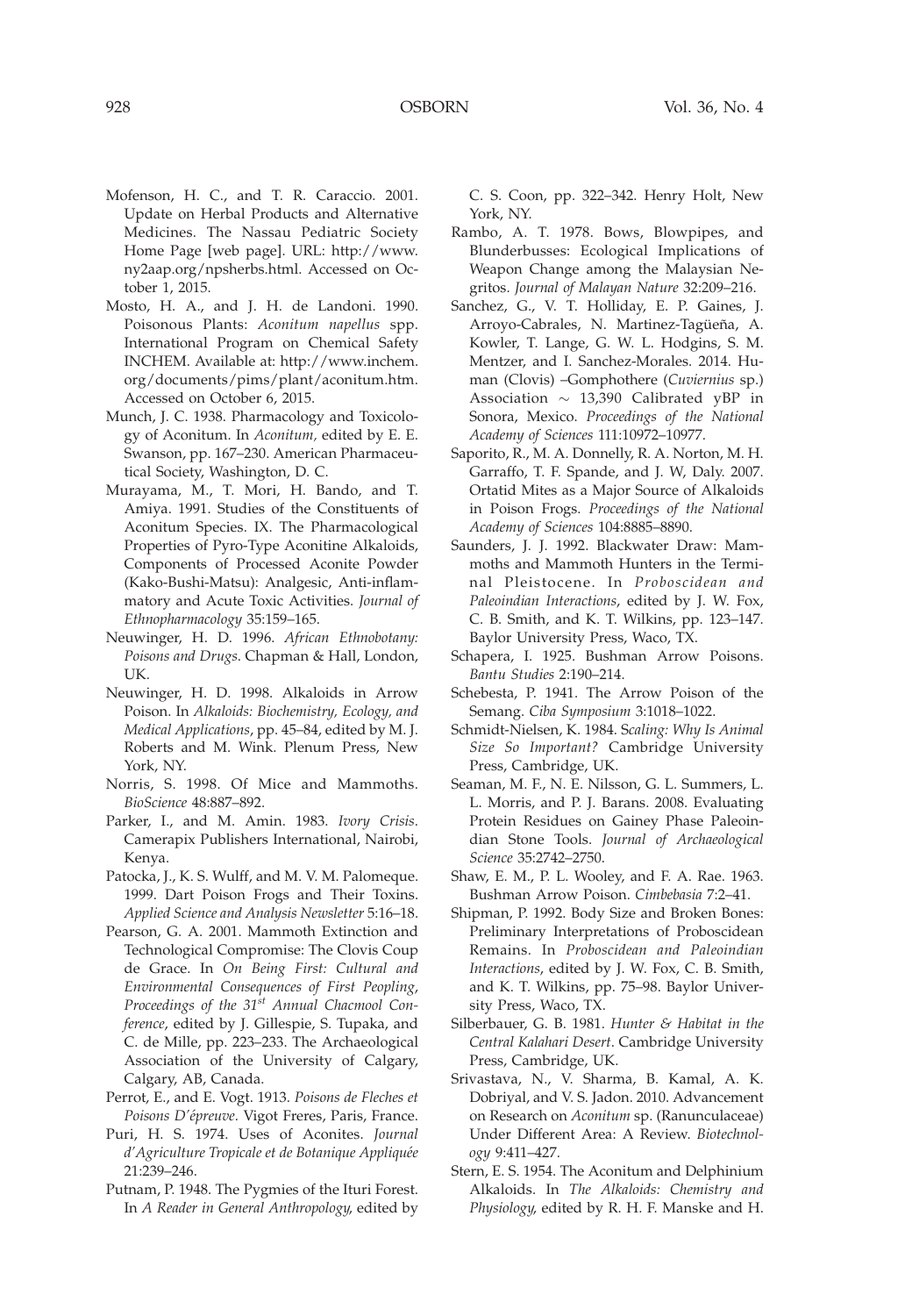Mofenson, H. C., and T. R. Caraccio. 2001. Update on Herbal Products and Alternative Medicines. The Nassau Pediatric Society Home Page [web page]. URL: http://www.ny2aap.org/npsherbs.html. Accessed on October 1, 2015.

Mosto, H. A., and J. H. de Landoni. 1990. Poisonous Plants: *Aconitum napellus* spp. International Program on Chemical Safety INCHEM. Available at: http://www.inchem.org/documents/pims/plant/aconitum.htm. Accessed on October 6, 2015.

Munch, J. C. 1938. Pharmacology and Toxicology of Aconitum. In *Aconitum,* edited by E. E. Swanson, pp. 167–230. American Pharmaceutical Society, Washington, D. C.

Murayama, M., T. Mori, H. Bando, and T. Amiya. 1991. Studies of the Constituents of Aconitum Species. IX. The Pharmacological Properties of Pyro-Type Aconitine Alkaloids, Components of Processed Aconite Powder (Kako-Bushi-Matsu): Analgesic, Anti-inflammatory and Acute Toxic Activities. *Journal of Ethnopharmacology* 35:159–165.

Neuwinger, H. D. 1996. *African Ethnobotany: Poisons and Drugs*. Chapman & Hall, London, UK.

Neuwinger, H. D. 1998. Alkaloids in Arrow Poison. In *Alkaloids: Biochemistry, Ecology, and Medical Applications*, pp. 45–84, edited by M. J. Roberts and M. Wink. Plenum Press, New York, NY.

Norris, S. 1998. Of Mice and Mammoths. *BioScience* 48:887–892.

Parker, I., and M. Amin. 1983. *Ivory Crisis*. Camerapix Publishers International, Nairobi, Kenya.

Patocka, J., K. S. Wulff, and M. V. M. Palomeque. 1999. Dart Poison Frogs and Their Toxins. *Applied Science and Analysis Newsletter* 5:16–18.

Pearson, G. A. 2001. Mammoth Extinction and Technological Compromise: The Clovis Coup de Grace. In *On Being First: Cultural and Environmental Consequences of First Peopling, Proceedings of the 31st Annual Chacmool Conference*, edited by J. Gillespie, S. Tupaka, and C. de Mille, pp. 223–233. The Archaeological Association of the University of Calgary, Calgary, AB, Canada.

Perrot, E., and E. Vogt. 1913. *Poisons de Fleches et Poisons D'épreuve*. Vigot Freres, Paris, France.

Puri, H. S. 1974. Uses of Aconites. *Journal d'Agriculture Tropicale et de Botanique Appliquée* 21:239–246.

Putnam, P. 1948. The Pygmies of the Ituri Forest. In *A Reader in General Anthropology*, edited by C. S. Coon, pp. 322–342. Henry Holt, New York, NY.

Rambo, A. T. 1978. Bows, Blowpipes, and Blunderbusses: Ecological Implications of Weapon Change among the Malaysian Negritos. *Journal of Malayan Nature* 32:209–216.

Sanchez, G., V. T. Holliday, E. P. Gaines, J. Arroyo-Cabrales, N. Martinez-Tagüeña, A. Kowler, T. Lange, G. W. L. Hodgins, S. M. Mentzer, and I. Sanchez-Morales. 2014. Human (Clovis) –Gomphothere (*Cuviernius* sp.) Association ~ 13,390 Calibrated yBP in Sonora, Mexico. *Proceedings of the National Academy of Sciences* 111:10972–10977.

Saporito, R., M. A. Donnelly, R. A. Norton, M. H. Garraffo, T. F. Spande, and J. W, Daly. 2007. Ortatid Mites as a Major Source of Alkaloids in Poison Frogs. *Proceedings of the National Academy of Sciences* 104:8885–8890.

Saunders, J. J. 1992. Blackwater Draw: Mammoths and Mammoth Hunters in the Terminal Pleistocene. In *Proboscidean and Paleoindian Interactions*, edited by J. W. Fox, C. B. Smith, and K. T. Wilkins, pp. 123–147. Baylor University Press, Waco, TX.

Schapera, I. 1925. Bushman Arrow Poisons. *Bantu Studies* 2:190–214.

Schebesta, P. 1941. The Arrow Poison of the Semang. *Ciba Symposium* 3:1018–1022.

Schmidt-Nielsen, K. 1984. *Scaling: Why Is Animal Size So Important?* Cambridge University Press, Cambridge, UK.

Seaman, M. F., N. E. Nilsson, G. L. Summers, L. L. Morris, and P. J. Barans. 2008. Evaluating Protein Residues on Gainey Phase Paleoindian Stone Tools. *Journal of Archaeological Science* 35:2742–2750.

Shaw, E. M., P. L. Wooley, and F. A. Rae. 1963. Bushman Arrow Poison. *Cimbebasia* 7:2–41.

Shipman, P. 1992. Body Size and Broken Bones: Preliminary Interpretations of Proboscidean Remains. In *Proboscidean and Paleoindian Interactions*, edited by J. W. Fox, C. B. Smith, and K. T. Wilkins, pp. 75–98. Baylor University Press, Waco, TX.

Silberbauer, G. B. 1981. *Hunter & Habitat in the Central Kalahari Desert*. Cambridge University Press, Cambridge, UK.

Srivastava, N., V. Sharma, B. Kamal, A. K. Dobriyal, and V. S. Jadon. 2010. Advancement on Research on *Aconitum* sp. (Ranunculaceae) Under Different Area: A Review. *Biotechnology* 9:411–427.

Stern, E. S. 1954. The Aconitum and Delphinium Alkaloids. In *The Alkaloids: Chemistry and Physiology*, edited by R. H. F. Manske and H.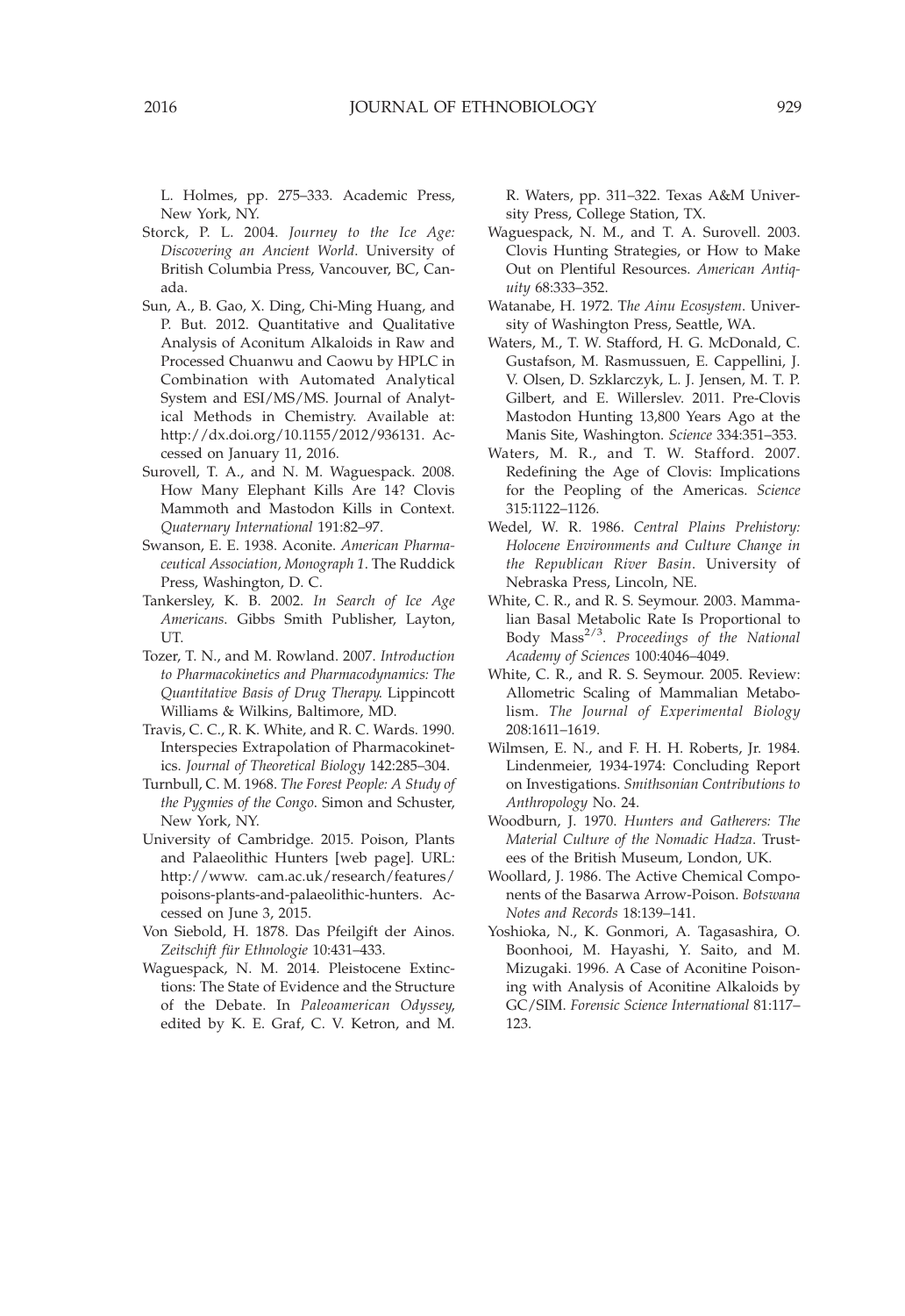L. Holmes, pp. 275–333. Academic Press, New York, NY.

Storck, P. L. 2004. *Journey to the Ice Age: Discovering an Ancient World*. University of British Columbia Press, Vancouver, BC, Canada.

Sun, A., B. Gao, X. Ding, Chi-Ming Huang, and P. But. 2012. Quantitative and Qualitative Analysis of Aconitum Alkaloids in Raw and Processed Chuanwu and Caowu by HPLC in Combination with Automated Analytical System and ESI/MS/MS. Journal of Analytical Methods in Chemistry. Available at: http://dx.doi.org/10.1155/2012/936131. Accessed on January 11, 2016.

Surovell, T. A., and N. M. Waguespack. 2008. How Many Elephant Kills Are 14? Clovis Mammoth and Mastodon Kills in Context. *Quaternary International* 191:82–97.

Swanson, E. E. 1938. Aconite. *American Pharmaceutical Association, Monograph 1*. The Ruddick Press, Washington, D. C.

Tankersley, K. B. 2002. *In Search of Ice Age Americans*. Gibbs Smith Publisher, Layton, UT.

Tozer, T. N., and M. Rowland. 2007. *Introduction to Pharmacokinetics and Pharmacodynamics: The Quantitative Basis of Drug Therapy.* Lippincott Williams & Wilkins, Baltimore, MD.

Travis, C. C., R. K. White, and R. C. Wards. 1990. Interspecies Extrapolation of Pharmacokinetics. *Journal of Theoretical Biology* 142:285–304.

Turnbull, C. M. 1968. *The Forest People: A Study of the Pygmies of the Congo*. Simon and Schuster, New York, NY.

University of Cambridge. 2015. Poison, Plants and Palaeolithic Hunters [web page]. URL: http://www. cam.ac.uk/research/features/poisons-plants-and-palaeolithic-hunters. Accessed on June 3, 2015.

Von Siebold, H. 1878. Das Pfeilgift der Ainos. *Zeitschift für Ethnologie* 10:431–433.

Waguespack, N. M. 2014. Pleistocene Extinctions: The State of Evidence and the Structure of the Debate. In *Paleoamerican Odyssey*, edited by K. E. Graf, C. V. Ketron, and M. R. Waters, pp. 311–322. Texas A&M University Press, College Station, TX.

Waguespack, N. M., and T. A. Surovell. 2003. Clovis Hunting Strategies, or How to Make Out on Plentiful Resources. *American Antiquity* 68:333–352.

Watanabe, H. 1972. T*he Ainu Ecosystem*. University of Washington Press, Seattle, WA.

Waters, M., T. W. Stafford, H. G. McDonald, C. Gustafson, M. Rasmussuen, E. Cappellini, J. V. Olsen, D. Szklarczyk, L. J. Jensen, M. T. P. Gilbert, and E. Willerslev. 2011. Pre-Clovis Mastodon Hunting 13,800 Years Ago at the Manis Site, Washington. *Science* 334:351–353.

Waters, M. R., and T. W. Stafford. 2007. Redefining the Age of Clovis: Implications for the Peopling of the Americas. *Science* 315:1122–1126.

Wedel, W. R. 1986. *Central Plains Prehistory: Holocene Environments and Culture Change in the Republican River Basin*. University of Nebraska Press, Lincoln, NE.

White, C. R., and R. S. Seymour. 2003. Mammalian Basal Metabolic Rate Is Proportional to Body Mass$^{2/3}$. *Proceedings of the National Academy of Sciences* 100:4046–4049.

White, C. R., and R. S. Seymour. 2005. Review: Allometric Scaling of Mammalian Metabolism. *The Journal of Experimental Biology* 208:1611–1619.

Wilmsen, E. N., and F. H. H. Roberts, Jr. 1984. Lindenmeier, 1934-1974: Concluding Report on Investigations. *Smithsonian Contributions to Anthropology* No. 24.

Woodburn, J. 1970. *Hunters and Gatherers: The Material Culture of the Nomadic Hadza*. Trustees of the British Museum, London, UK.

Woollard, J. 1986. The Active Chemical Components of the Basarwa Arrow-Poison. *Botswana Notes and Records* 18:139–141.

Yoshioka, N., K. Gonmori, A. Tagasashira, O. Boonhooi, M. Hayashi, Y. Saito, and M. Mizugaki. 1996. A Case of Aconitine Poisoning with Analysis of Aconitine Alkaloids by GC/SIM. *Forensic Science International* 81:117–123.